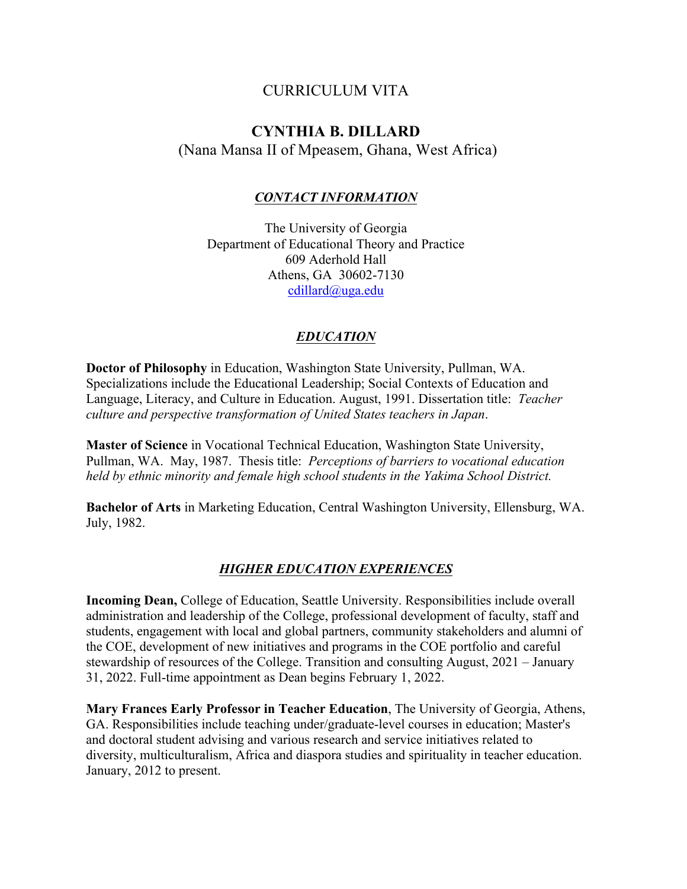# CURRICULUM VITA

## CYNTHIA B. DILLARD

(Nana Mansa II of Mpeasem, Ghana, West Africa)

### *CONTACT INFORMATION*

The University of Georgia
Department of Educational Theory and Practice
609 Aderhold Hall
Athens, GA 30602-7130
cdillard@uga.edu

### *EDUCATION*

**Doctor of Philosophy** in Education, Washington State University, Pullman, WA. Specializations include the Educational Leadership; Social Contexts of Education and Language, Literacy, and Culture in Education. August, 1991. Dissertation title: *Teacher culture and perspective transformation of United States teachers in Japan*.

**Master of Science** in Vocational Technical Education, Washington State University, Pullman, WA. May, 1987. Thesis title: *Perceptions of barriers to vocational education held by ethnic minority and female high school students in the Yakima School District.*

**Bachelor of Arts** in Marketing Education, Central Washington University, Ellensburg, WA. July, 1982.

### *HIGHER EDUCATION EXPERIENCES*

**Incoming Dean,** College of Education, Seattle University. Responsibilities include overall administration and leadership of the College, professional development of faculty, staff and students, engagement with local and global partners, community stakeholders and alumni of the COE, development of new initiatives and programs in the COE portfolio and careful stewardship of resources of the College. Transition and consulting August, 2021 – January 31, 2022. Full-time appointment as Dean begins February 1, 2022.

**Mary Frances Early Professor in Teacher Education**, The University of Georgia, Athens, GA. Responsibilities include teaching under/graduate-level courses in education; Master's and doctoral student advising and various research and service initiatives related to diversity, multiculturalism, Africa and diaspora studies and spirituality in teacher education. January, 2012 to present.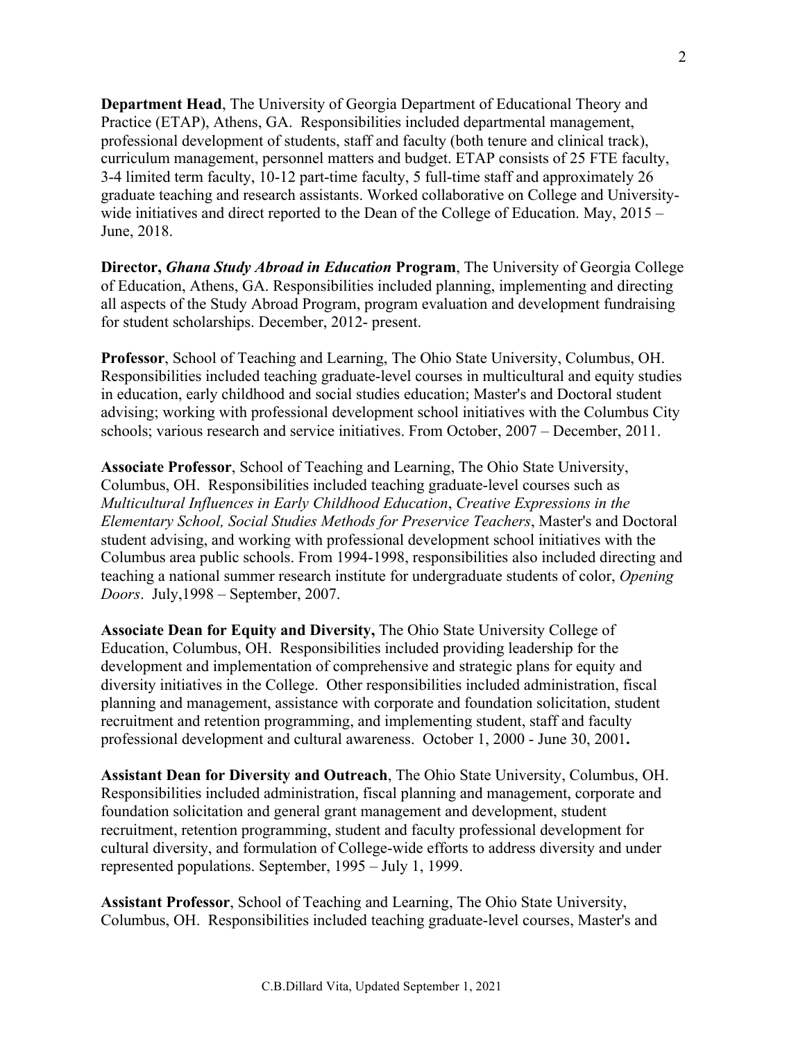**Department Head**, The University of Georgia Department of Educational Theory and Practice (ETAP), Athens, GA. Responsibilities included departmental management, professional development of students, staff and faculty (both tenure and clinical track), curriculum management, personnel matters and budget. ETAP consists of 25 FTE faculty, 3-4 limited term faculty, 10-12 part-time faculty, 5 full-time staff and approximately 26 graduate teaching and research assistants. Worked collaborative on College and University-wide initiatives and direct reported to the Dean of the College of Education. May, 2015 – June, 2018.

**Director, *Ghana Study Abroad in Education* Program**, The University of Georgia College of Education, Athens, GA. Responsibilities included planning, implementing and directing all aspects of the Study Abroad Program, program evaluation and development fundraising for student scholarships. December, 2012- present.

**Professor**, School of Teaching and Learning, The Ohio State University, Columbus, OH. Responsibilities included teaching graduate-level courses in multicultural and equity studies in education, early childhood and social studies education; Master's and Doctoral student advising; working with professional development school initiatives with the Columbus City schools; various research and service initiatives. From October, 2007 – December, 2011.

**Associate Professor**, School of Teaching and Learning, The Ohio State University, Columbus, OH. Responsibilities included teaching graduate-level courses such as *Multicultural Influences in Early Childhood Education*, *Creative Expressions in the Elementary School, Social Studies Methods for Preservice Teachers*, Master's and Doctoral student advising, and working with professional development school initiatives with the Columbus area public schools. From 1994-1998, responsibilities also included directing and teaching a national summer research institute for undergraduate students of color, *Opening Doors*. July,1998 – September, 2007.

**Associate Dean for Equity and Diversity,** The Ohio State University College of Education, Columbus, OH. Responsibilities included providing leadership for the development and implementation of comprehensive and strategic plans for equity and diversity initiatives in the College. Other responsibilities included administration, fiscal planning and management, assistance with corporate and foundation solicitation, student recruitment and retention programming, and implementing student, staff and faculty professional development and cultural awareness. October 1, 2000 - June 30, 2001**.**

**Assistant Dean for Diversity and Outreach**, The Ohio State University, Columbus, OH. Responsibilities included administration, fiscal planning and management, corporate and foundation solicitation and general grant management and development, student recruitment, retention programming, student and faculty professional development for cultural diversity, and formulation of College-wide efforts to address diversity and under represented populations. September, 1995 – July 1, 1999.

**Assistant Professor**, School of Teaching and Learning, The Ohio State University, Columbus, OH. Responsibilities included teaching graduate-level courses, Master's and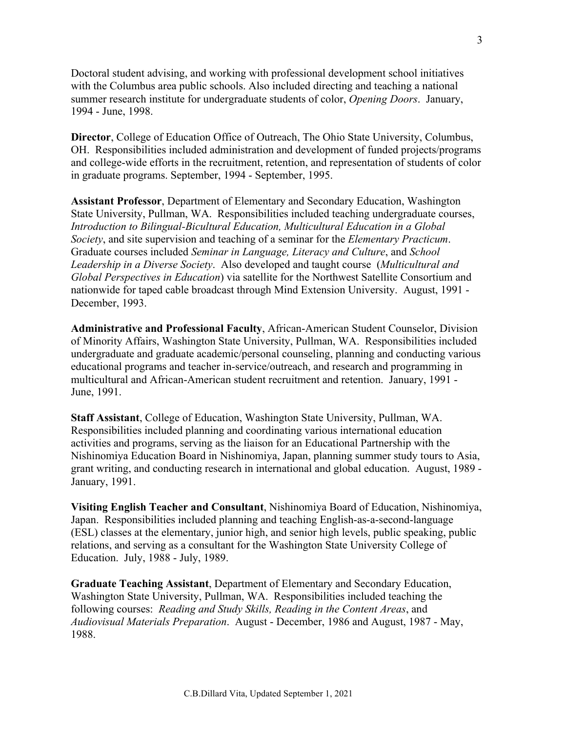Doctoral student advising, and working with professional development school initiatives with the Columbus area public schools. Also included directing and teaching a national summer research institute for undergraduate students of color, *Opening Doors*. January, 1994 - June, 1998.

**Director**, College of Education Office of Outreach, The Ohio State University, Columbus, OH. Responsibilities included administration and development of funded projects/programs and college-wide efforts in the recruitment, retention, and representation of students of color in graduate programs. September, 1994 - September, 1995.

**Assistant Professor**, Department of Elementary and Secondary Education, Washington State University, Pullman, WA. Responsibilities included teaching undergraduate courses, *Introduction to Bilingual-Bicultural Education, Multicultural Education in a Global Society*, and site supervision and teaching of a seminar for the *Elementary Practicum*. Graduate courses included *Seminar in Language, Literacy and Culture*, and *School Leadership in a Diverse Society*. Also developed and taught course (*Multicultural and Global Perspectives in Education*) via satellite for the Northwest Satellite Consortium and nationwide for taped cable broadcast through Mind Extension University. August, 1991 - December, 1993.

**Administrative and Professional Faculty**, African-American Student Counselor, Division of Minority Affairs, Washington State University, Pullman, WA. Responsibilities included undergraduate and graduate academic/personal counseling, planning and conducting various educational programs and teacher in-service/outreach, and research and programming in multicultural and African-American student recruitment and retention. January, 1991 - June, 1991.

**Staff Assistant**, College of Education, Washington State University, Pullman, WA. Responsibilities included planning and coordinating various international education activities and programs, serving as the liaison for an Educational Partnership with the Nishinomiya Education Board in Nishinomiya, Japan, planning summer study tours to Asia, grant writing, and conducting research in international and global education. August, 1989 - January, 1991.

**Visiting English Teacher and Consultant**, Nishinomiya Board of Education, Nishinomiya, Japan. Responsibilities included planning and teaching English-as-a-second-language (ESL) classes at the elementary, junior high, and senior high levels, public speaking, public relations, and serving as a consultant for the Washington State University College of Education. July, 1988 - July, 1989.

**Graduate Teaching Assistant**, Department of Elementary and Secondary Education, Washington State University, Pullman, WA. Responsibilities included teaching the following courses: *Reading and Study Skills, Reading in the Content Areas*, and *Audiovisual Materials Preparation*. August - December, 1986 and August, 1987 - May, 1988.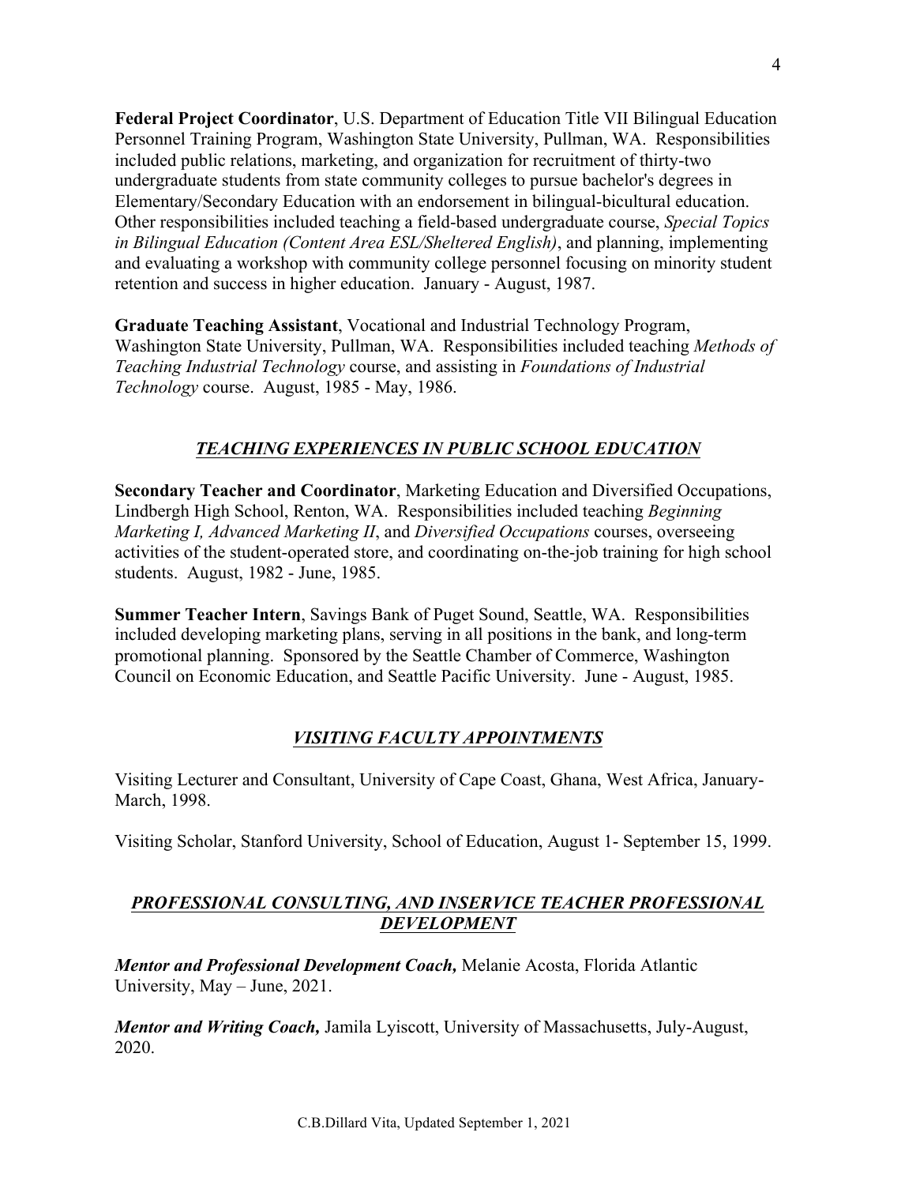**Federal Project Coordinator**, U.S. Department of Education Title VII Bilingual Education Personnel Training Program, Washington State University, Pullman, WA. Responsibilities included public relations, marketing, and organization for recruitment of thirty-two undergraduate students from state community colleges to pursue bachelor's degrees in Elementary/Secondary Education with an endorsement in bilingual-bicultural education. Other responsibilities included teaching a field-based undergraduate course, *Special Topics in Bilingual Education (Content Area ESL/Sheltered English)*, and planning, implementing and evaluating a workshop with community college personnel focusing on minority student retention and success in higher education. January - August, 1987.

**Graduate Teaching Assistant**, Vocational and Industrial Technology Program, Washington State University, Pullman, WA. Responsibilities included teaching *Methods of Teaching Industrial Technology* course, and assisting in *Foundations of Industrial Technology* course. August, 1985 - May, 1986.

## ***TEACHING EXPERIENCES IN PUBLIC SCHOOL EDUCATION***

**Secondary Teacher and Coordinator**, Marketing Education and Diversified Occupations, Lindbergh High School, Renton, WA. Responsibilities included teaching *Beginning Marketing I, Advanced Marketing II*, and *Diversified Occupations* courses, overseeing activities of the student-operated store, and coordinating on-the-job training for high school students. August, 1982 - June, 1985.

**Summer Teacher Intern**, Savings Bank of Puget Sound, Seattle, WA. Responsibilities included developing marketing plans, serving in all positions in the bank, and long-term promotional planning. Sponsored by the Seattle Chamber of Commerce, Washington Council on Economic Education, and Seattle Pacific University. June - August, 1985.

## ***VISITING FACULTY APPOINTMENTS***

Visiting Lecturer and Consultant, University of Cape Coast, Ghana, West Africa, January-March, 1998.

Visiting Scholar, Stanford University, School of Education, August 1- September 15, 1999.

## ***PROFESSIONAL CONSULTING, AND INSERVICE TEACHER PROFESSIONAL DEVELOPMENT***

***Mentor and Professional Development Coach,*** Melanie Acosta, Florida Atlantic University, May – June, 2021.

***Mentor and Writing Coach,*** Jamila Lyiscott, University of Massachusetts, July-August, 2020.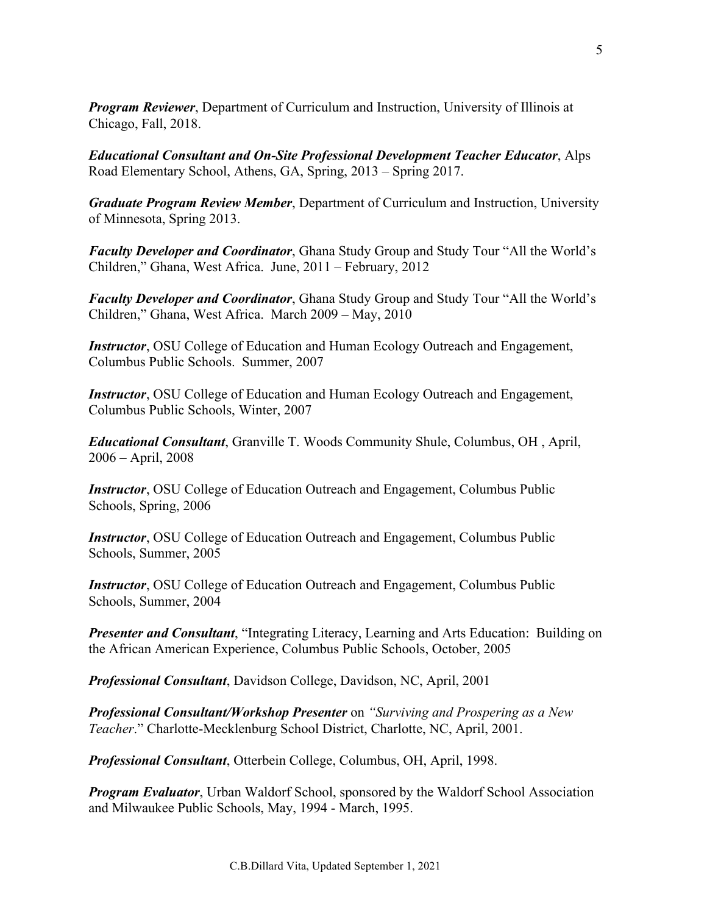***Program Reviewer***, Department of Curriculum and Instruction, University of Illinois at Chicago, Fall, 2018.

***Educational Consultant and On-Site Professional Development Teacher Educator***, Alps Road Elementary School, Athens, GA, Spring, 2013 – Spring 2017.

***Graduate Program Review Member***, Department of Curriculum and Instruction, University of Minnesota, Spring 2013.

***Faculty Developer and Coordinator***, Ghana Study Group and Study Tour "All the World's Children," Ghana, West Africa. June, 2011 – February, 2012

***Faculty Developer and Coordinator***, Ghana Study Group and Study Tour "All the World's Children," Ghana, West Africa. March 2009 – May, 2010

***Instructor***, OSU College of Education and Human Ecology Outreach and Engagement, Columbus Public Schools. Summer, 2007

***Instructor***, OSU College of Education and Human Ecology Outreach and Engagement, Columbus Public Schools, Winter, 2007

***Educational Consultant***, Granville T. Woods Community Shule, Columbus, OH , April, 2006 – April, 2008

***Instructor***, OSU College of Education Outreach and Engagement, Columbus Public Schools, Spring, 2006

***Instructor***, OSU College of Education Outreach and Engagement, Columbus Public Schools, Summer, 2005

***Instructor***, OSU College of Education Outreach and Engagement, Columbus Public Schools, Summer, 2004

***Presenter and Consultant***, "Integrating Literacy, Learning and Arts Education: Building on the African American Experience, Columbus Public Schools, October, 2005

***Professional Consultant***, Davidson College, Davidson, NC, April, 2001

***Professional Consultant/Workshop Presenter*** on *"Surviving and Prospering as a New Teacher*." Charlotte-Mecklenburg School District, Charlotte, NC, April, 2001.

***Professional Consultant***, Otterbein College, Columbus, OH, April, 1998.

***Program Evaluator***, Urban Waldorf School, sponsored by the Waldorf School Association and Milwaukee Public Schools, May, 1994 - March, 1995.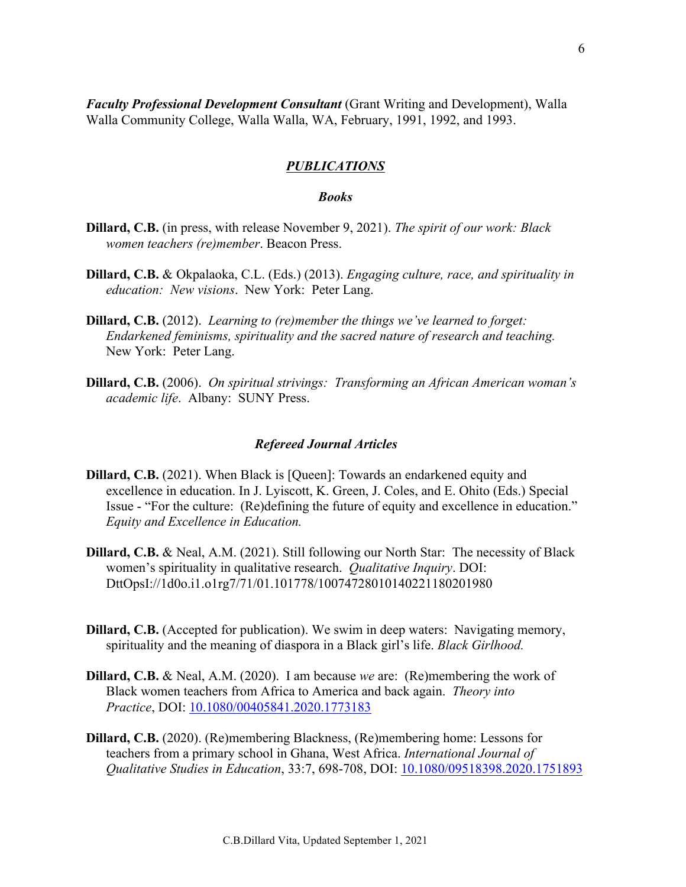***Faculty Professional Development Consultant*** (Grant Writing and Development), Walla Walla Community College, Walla Walla, WA, February, 1991, 1992, and 1993.

## ***PUBLICATIONS***

### ***Books***

**Dillard, C.B.** (in press, with release November 9, 2021). *The spirit of our work: Black women teachers (re)member*. Beacon Press.

**Dillard, C.B.** & Okpalaoka, C.L. (Eds.) (2013). *Engaging culture, race, and spirituality in education: New visions*. New York: Peter Lang.

**Dillard, C.B.** (2012). *Learning to (re)member the things we've learned to forget: Endarkened feminisms, spirituality and the sacred nature of research and teaching.* New York: Peter Lang.

**Dillard, C.B.** (2006). *On spiritual strivings: Transforming an African American woman's academic life*. Albany: SUNY Press.

### ***Refereed Journal Articles***

**Dillard, C.B.** (2021). When Black is [Queen]: Towards an endarkened equity and excellence in education. In J. Lyiscott, K. Green, J. Coles, and E. Ohito (Eds.) Special Issue - "For the culture: (Re)defining the future of equity and excellence in education." *Equity and Excellence in Education.*

**Dillard, C.B.** & Neal, A.M. (2021). Still following our North Star: The necessity of Black women's spirituality in qualitative research. *Qualitative Inquiry*. DOI: DttOpsI://1d0o.i1.o1rg7/71/01.101778/10074728010140221180201980

**Dillard, C.B.** (Accepted for publication). We swim in deep waters: Navigating memory, spirituality and the meaning of diaspora in a Black girl's life. *Black Girlhood.*

**Dillard, C.B.** & Neal, A.M. (2020). I am because *we* are: (Re)membering the work of Black women teachers from Africa to America and back again. *Theory into Practice*, DOI: 10.1080/00405841.2020.1773183

**Dillard, C.B.** (2020). (Re)membering Blackness, (Re)membering home: Lessons for teachers from a primary school in Ghana, West Africa. *International Journal of Qualitative Studies in Education*, 33:7, 698-708, DOI: 10.1080/09518398.2020.1751893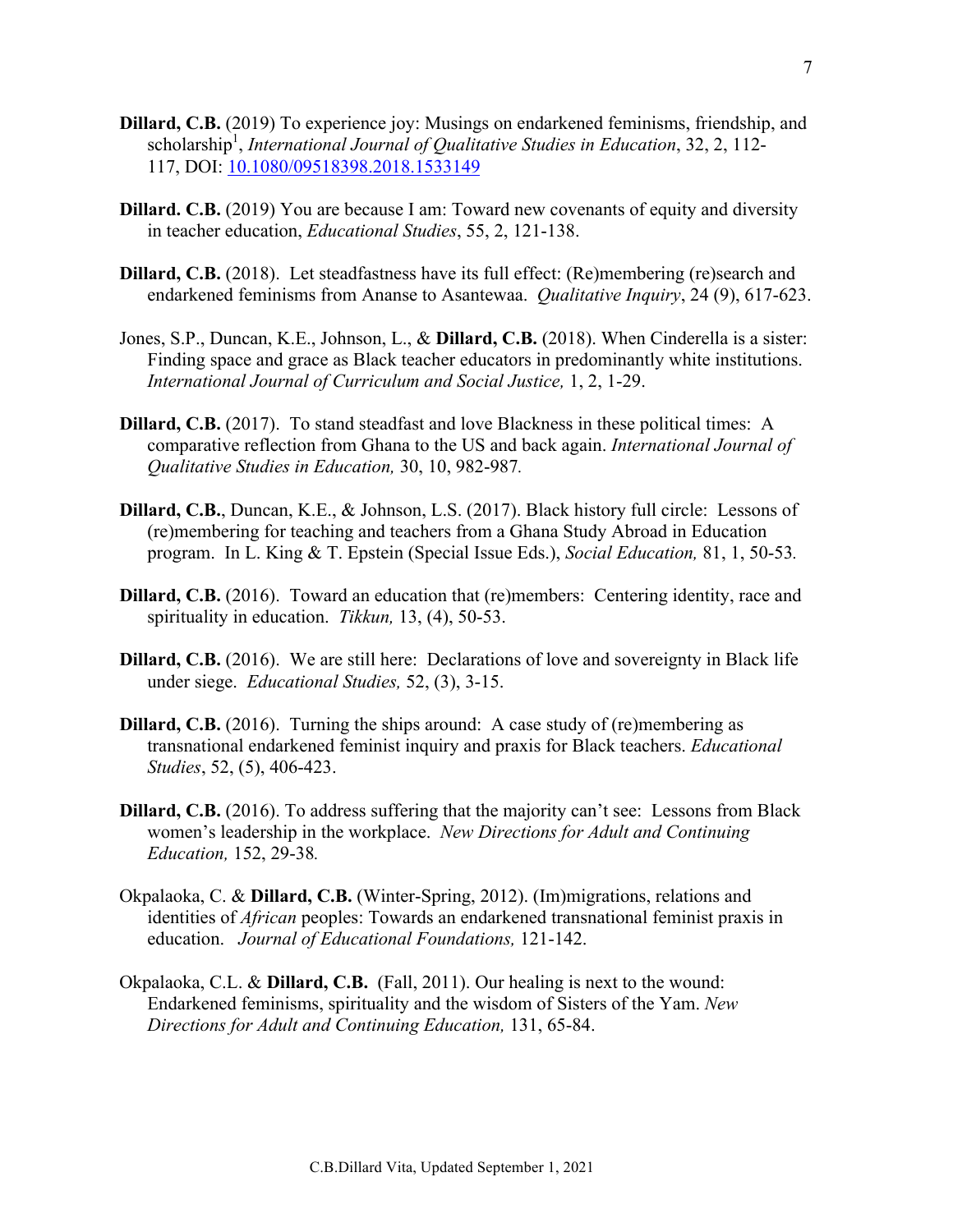**Dillard, C.B.** (2019) To experience joy: Musings on endarkened feminisms, friendship, and scholarship[1], *International Journal of Qualitative Studies in Education*, 32, 2, 112-117, DOI: 10.1080/09518398.2018.1533149

**Dillard. C.B.** (2019) You are because I am: Toward new covenants of equity and diversity in teacher education, *Educational Studies*, 55, 2, 121-138.

**Dillard, C.B.** (2018). Let steadfastness have its full effect: (Re)membering (re)search and endarkened feminisms from Ananse to Asantewaa. *Qualitative Inquiry*, 24 (9), 617-623.

Jones, S.P., Duncan, K.E., Johnson, L., & **Dillard, C.B.** (2018). When Cinderella is a sister: Finding space and grace as Black teacher educators in predominantly white institutions. *International Journal of Curriculum and Social Justice,* 1, 2, 1-29.

**Dillard, C.B.** (2017). To stand steadfast and love Blackness in these political times: A comparative reflection from Ghana to the US and back again. *International Journal of Qualitative Studies in Education,* 30, 10, 982-987*.*

**Dillard, C.B.**, Duncan, K.E., & Johnson, L.S. (2017). Black history full circle: Lessons of (re)membering for teaching and teachers from a Ghana Study Abroad in Education program. In L. King & T. Epstein (Special Issue Eds.), *Social Education,* 81, 1, 50-53*.*

**Dillard, C.B.** (2016). Toward an education that (re)members: Centering identity, race and spirituality in education. *Tikkun,* 13, (4), 50-53.

**Dillard, C.B.** (2016). We are still here: Declarations of love and sovereignty in Black life under siege. *Educational Studies,* 52, (3), 3-15.

**Dillard, C.B.** (2016). Turning the ships around: A case study of (re)membering as transnational endarkened feminist inquiry and praxis for Black teachers. *Educational Studies*, 52, (5), 406-423.

**Dillard, C.B.** (2016). To address suffering that the majority can't see: Lessons from Black women's leadership in the workplace. *New Directions for Adult and Continuing Education,* 152, 29-38*.*

Okpalaoka, C. & **Dillard, C.B.** (Winter-Spring, 2012). (Im)migrations, relations and identities of *African* peoples: Towards an endarkened transnational feminist praxis in education. *Journal of Educational Foundations,* 121-142.

Okpalaoka, C.L. & **Dillard, C.B.** (Fall, 2011). Our healing is next to the wound: Endarkened feminisms, spirituality and the wisdom of Sisters of the Yam. *New Directions for Adult and Continuing Education,* 131, 65-84.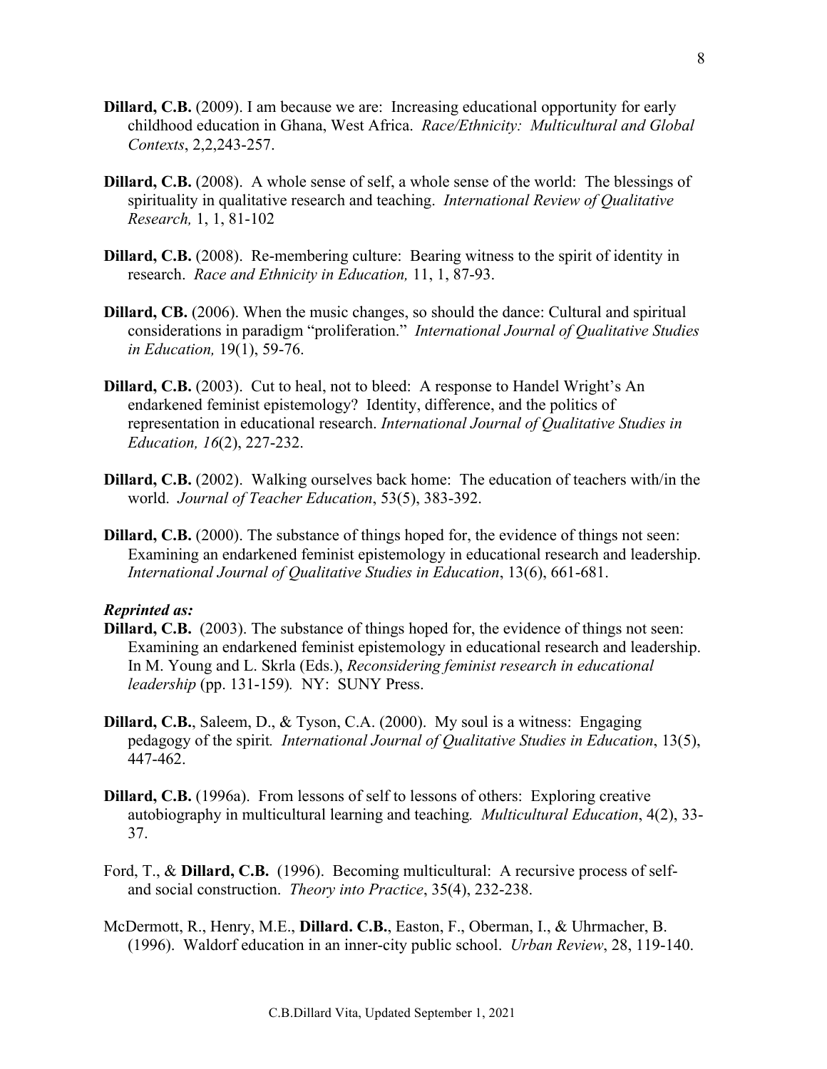**Dillard, C.B.** (2009). I am because we are: Increasing educational opportunity for early childhood education in Ghana, West Africa. *Race/Ethnicity: Multicultural and Global Contexts*, 2,2,243-257.

**Dillard, C.B.** (2008). A whole sense of self, a whole sense of the world: The blessings of spirituality in qualitative research and teaching. *International Review of Qualitative Research,* 1, 1, 81-102

**Dillard, C.B.** (2008). Re-membering culture: Bearing witness to the spirit of identity in research. *Race and Ethnicity in Education,* 11, 1, 87-93.

**Dillard, CB.** (2006). When the music changes, so should the dance: Cultural and spiritual considerations in paradigm "proliferation." *International Journal of Qualitative Studies in Education,* 19(1), 59-76.

**Dillard, C.B.** (2003). Cut to heal, not to bleed: A response to Handel Wright's An endarkened feminist epistemology? Identity, difference, and the politics of representation in educational research. *International Journal of Qualitative Studies in Education, 16*(2), 227-232.

**Dillard, C.B.** (2002). Walking ourselves back home: The education of teachers with/in the world. *Journal of Teacher Education*, 53(5), 383-392.

**Dillard, C.B.** (2000). The substance of things hoped for, the evidence of things not seen: Examining an endarkened feminist epistemology in educational research and leadership. *International Journal of Qualitative Studies in Education*, 13(6), 661-681.

***Reprinted as:***

**Dillard, C.B.** (2003). The substance of things hoped for, the evidence of things not seen: Examining an endarkened feminist epistemology in educational research and leadership. In M. Young and L. Skrla (Eds.), *Reconsidering feminist research in educational leadership* (pp. 131-159). NY: SUNY Press.

**Dillard, C.B.**, Saleem, D., & Tyson, C.A. (2000). My soul is a witness: Engaging pedagogy of the spirit. *International Journal of Qualitative Studies in Education*, 13(5), 447-462.

**Dillard, C.B.** (1996a). From lessons of self to lessons of others: Exploring creative autobiography in multicultural learning and teaching. *Multicultural Education*, 4(2), 33-37.

Ford, T., & **Dillard, C.B.** (1996). Becoming multicultural: A recursive process of self- and social construction. *Theory into Practice*, 35(4), 232-238.

McDermott, R., Henry, M.E., **Dillard. C.B.**, Easton, F., Oberman, I., & Uhrmacher, B. (1996). Waldorf education in an inner-city public school. *Urban Review*, 28, 119-140.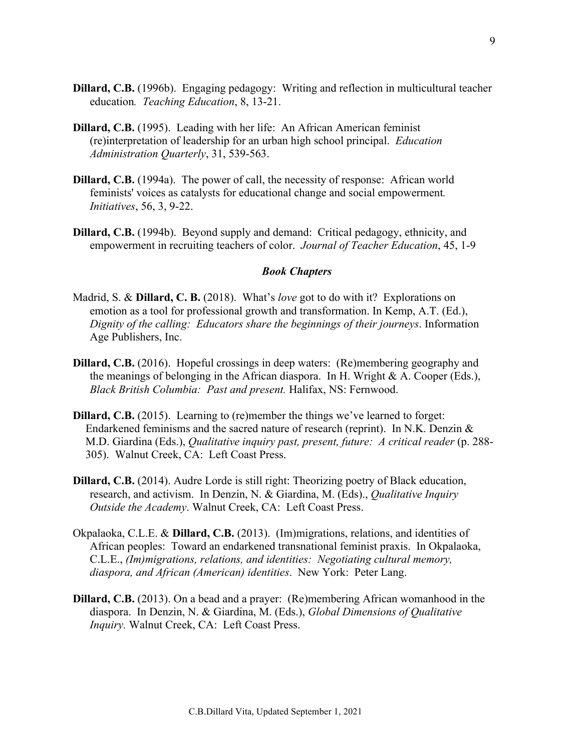**Dillard, C.B.** (1996b). Engaging pedagogy: Writing and reflection in multicultural teacher education*. Teaching Education*, 8, 13-21.

**Dillard, C.B.** (1995). Leading with her life: An African American feminist (re)interpretation of leadership for an urban high school principal. *Education Administration Quarterly*, 31, 539-563.

**Dillard, C.B.** (1994a). The power of call, the necessity of response: African world feminists' voices as catalysts for educational change and social empowerment*. Initiatives*, 56, 3, 9-22.

**Dillard, C.B.** (1994b). Beyond supply and demand: Critical pedagogy, ethnicity, and empowerment in recruiting teachers of color. *Journal of Teacher Education*, 45, 1-9

### *Book Chapters*

Madrid, S. & **Dillard, C. B.** (2018). What's *love* got to do with it? Explorations on emotion as a tool for professional growth and transformation. In Kemp, A.T. (Ed.), *Dignity of the calling: Educators share the beginnings of their journeys*. Information Age Publishers, Inc.

**Dillard, C.B.** (2016). Hopeful crossings in deep waters: (Re)membering geography and the meanings of belonging in the African diaspora. In H. Wright & A. Cooper (Eds.), *Black British Columbia: Past and present.* Halifax, NS: Fernwood.

**Dillard, C.B.** (2015). Learning to (re)member the things we've learned to forget: Endarkened feminisms and the sacred nature of research (reprint). In N.K. Denzin & M.D. Giardina (Eds.), *Qualitative inquiry past, present, future: A critical reader* (p. 288-305). Walnut Creek, CA: Left Coast Press.

**Dillard, C.B.** (2014). Audre Lorde is still right: Theorizing poetry of Black education, research, and activism. In Denzin, N. & Giardina, M. (Eds)., *Qualitative Inquiry Outside the Academy*. Walnut Creek, CA: Left Coast Press.

Okpalaoka, C.L.E. & **Dillard, C.B.** (2013). (Im)migrations, relations, and identities of African peoples: Toward an endarkened transnational feminist praxis. In Okpalaoka, C.L.E., *(Im)migrations, relations, and identities: Negotiating cultural memory, diaspora, and African (American) identities*. New York: Peter Lang.

**Dillard, C.B.** (2013). On a bead and a prayer: (Re)membering African womanhood in the diaspora. In Denzin, N. & Giardina, M. (Eds.), *Global Dimensions of Qualitative Inquiry.* Walnut Creek, CA: Left Coast Press.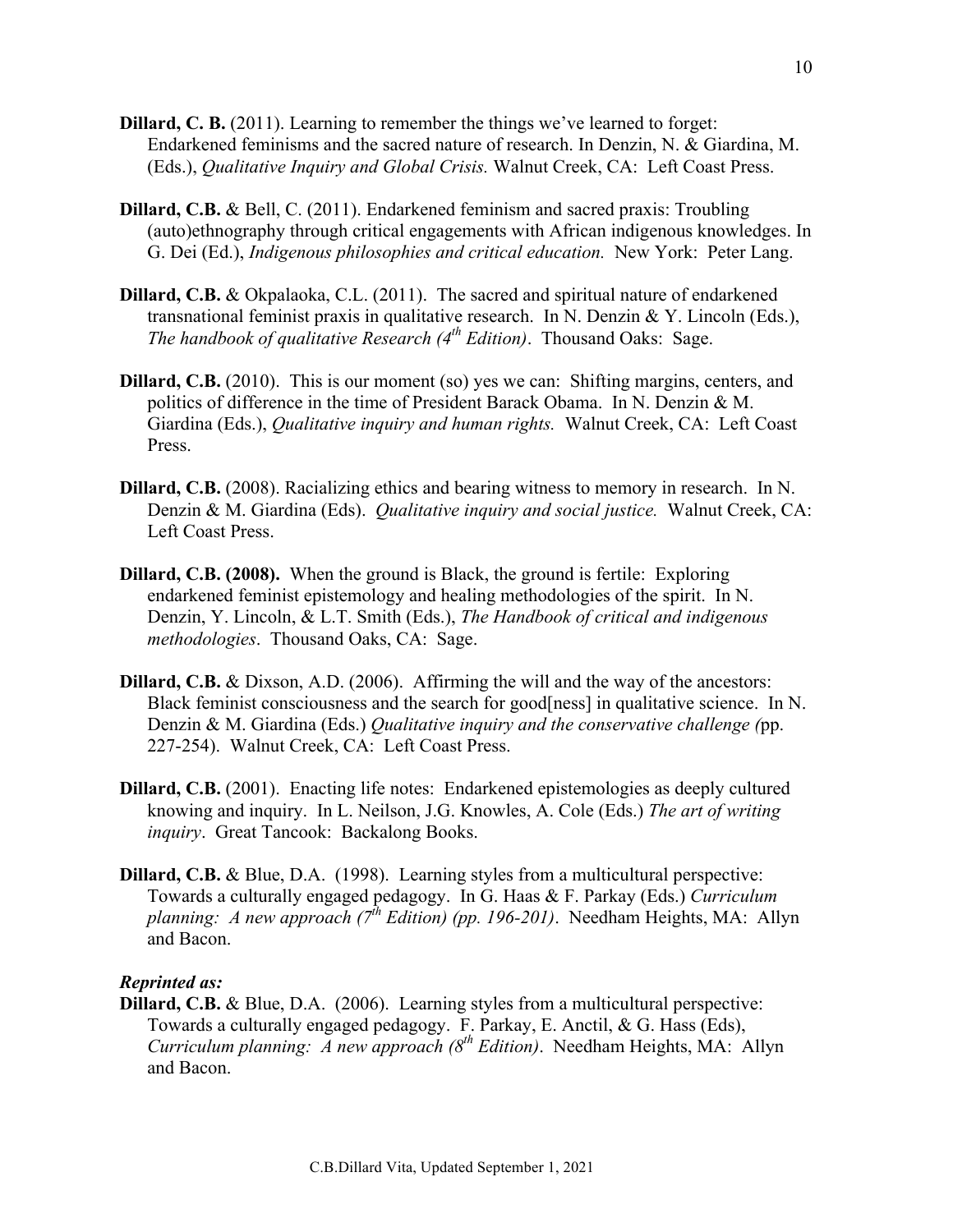**Dillard, C. B.** (2011). Learning to remember the things we've learned to forget: Endarkened feminisms and the sacred nature of research. In Denzin, N. & Giardina, M. (Eds.), *Qualitative Inquiry and Global Crisis.* Walnut Creek, CA: Left Coast Press.

**Dillard, C.B.** & Bell, C. (2011). Endarkened feminism and sacred praxis: Troubling (auto)ethnography through critical engagements with African indigenous knowledges. In G. Dei (Ed.), *Indigenous philosophies and critical education.* New York: Peter Lang.

**Dillard, C.B.** & Okpalaoka, C.L. (2011). The sacred and spiritual nature of endarkened transnational feminist praxis in qualitative research. In N. Denzin & Y. Lincoln (Eds.), *The handbook of qualitative Research (4th Edition)*. Thousand Oaks: Sage.

**Dillard, C.B.** (2010). This is our moment (so) yes we can: Shifting margins, centers, and politics of difference in the time of President Barack Obama. In N. Denzin & M. Giardina (Eds.), *Qualitative inquiry and human rights.* Walnut Creek, CA: Left Coast Press.

**Dillard, C.B.** (2008). Racializing ethics and bearing witness to memory in research. In N. Denzin & M. Giardina (Eds). *Qualitative inquiry and social justice.* Walnut Creek, CA: Left Coast Press.

**Dillard, C.B. (2008).** When the ground is Black, the ground is fertile: Exploring endarkened feminist epistemology and healing methodologies of the spirit. In N. Denzin, Y. Lincoln, & L.T. Smith (Eds.), *The Handbook of critical and indigenous methodologies*. Thousand Oaks, CA: Sage.

**Dillard, C.B.** & Dixson, A.D. (2006). Affirming the will and the way of the ancestors: Black feminist consciousness and the search for good[ness] in qualitative science. In N. Denzin & M. Giardina (Eds.) *Qualitative inquiry and the conservative challenge (*pp. 227-254). Walnut Creek, CA: Left Coast Press.

**Dillard, C.B.** (2001). Enacting life notes: Endarkened epistemologies as deeply cultured knowing and inquiry. In L. Neilson, J.G. Knowles, A. Cole (Eds.) *The art of writing inquiry*. Great Tancook: Backalong Books.

**Dillard, C.B.** & Blue, D.A. (1998). Learning styles from a multicultural perspective: Towards a culturally engaged pedagogy. In G. Haas & F. Parkay (Eds.) *Curriculum planning: A new approach (7th Edition) (pp. 196-201)*. Needham Heights, MA: Allyn and Bacon.

***Reprinted as:***

**Dillard, C.B.** & Blue, D.A. (2006). Learning styles from a multicultural perspective: Towards a culturally engaged pedagogy. F. Parkay, E. Anctil, & G. Hass (Eds), *Curriculum planning: A new approach (8th Edition)*. Needham Heights, MA: Allyn and Bacon.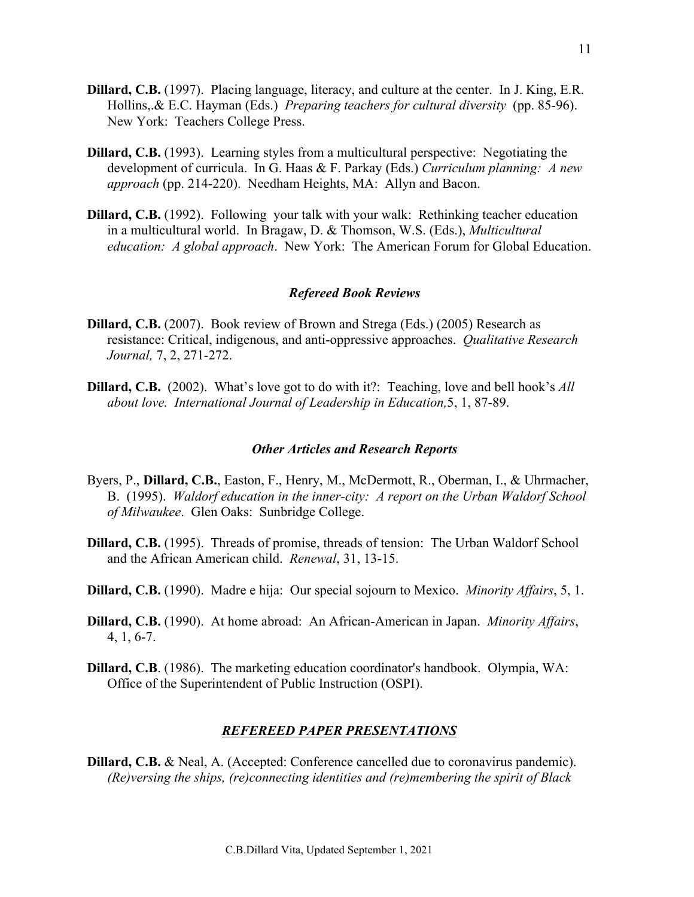**Dillard, C.B.** (1997). Placing language, literacy, and culture at the center. In J. King, E.R. Hollins,.& E.C. Hayman (Eds.) *Preparing teachers for cultural diversity* (pp. 85-96). New York: Teachers College Press.

**Dillard, C.B.** (1993). Learning styles from a multicultural perspective: Negotiating the development of curricula. In G. Haas & F. Parkay (Eds.) *Curriculum planning: A new approach* (pp. 214-220). Needham Heights, MA: Allyn and Bacon.

**Dillard, C.B.** (1992). Following your talk with your walk: Rethinking teacher education in a multicultural world. In Bragaw, D. & Thomson, W.S. (Eds.), *Multicultural education: A global approach*. New York: The American Forum for Global Education.

### *Refereed Book Reviews*

**Dillard, C.B.** (2007). Book review of Brown and Strega (Eds.) (2005) Research as resistance: Critical, indigenous, and anti-oppressive approaches. *Qualitative Research Journal,* 7, 2, 271-272.

**Dillard, C.B.** (2002). What's love got to do with it?: Teaching, love and bell hook's *All about love. International Journal of Leadership in Education,*5, 1, 87-89.

### *Other Articles and Research Reports*

Byers, P., **Dillard, C.B.**, Easton, F., Henry, M., McDermott, R., Oberman, I., & Uhrmacher, B. (1995). *Waldorf education in the inner-city: A report on the Urban Waldorf School of Milwaukee*. Glen Oaks: Sunbridge College.

**Dillard, C.B.** (1995). Threads of promise, threads of tension: The Urban Waldorf School and the African American child. *Renewal*, 31, 13-15.

**Dillard, C.B.** (1990). Madre e hija: Our special sojourn to Mexico. *Minority Affairs*, 5, 1.

**Dillard, C.B.** (1990). At home abroad: An African-American in Japan. *Minority Affairs*, 4, 1, 6-7.

**Dillard, C.B**. (1986). The marketing education coordinator's handbook. Olympia, WA: Office of the Superintendent of Public Instruction (OSPI).

## ***REFEREED PAPER PRESENTATIONS***

**Dillard, C.B.** & Neal, A. (Accepted: Conference cancelled due to coronavirus pandemic). *(Re)versing the ships, (re)connecting identities and (re)membering the spirit of Black*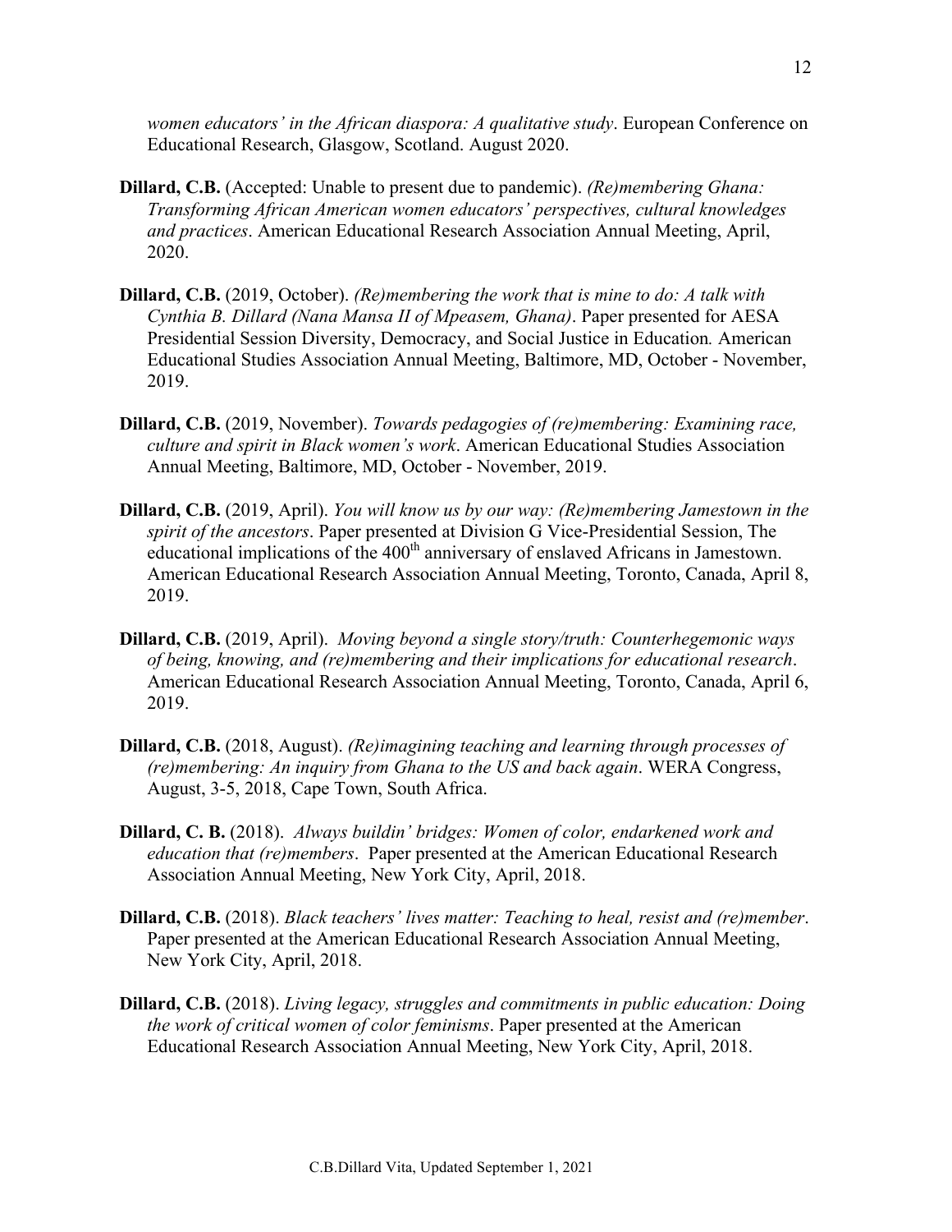*women educators' in the African diaspora: A qualitative study*. European Conference on Educational Research, Glasgow, Scotland. August 2020.

**Dillard, C.B.** (Accepted: Unable to present due to pandemic). *(Re)membering Ghana: Transforming African American women educators' perspectives, cultural knowledges and practices*. American Educational Research Association Annual Meeting, April, 2020.

**Dillard, C.B.** (2019, October). *(Re)membering the work that is mine to do: A talk with Cynthia B. Dillard (Nana Mansa II of Mpeasem, Ghana)*. Paper presented for AESA Presidential Session Diversity, Democracy, and Social Justice in Education*.* American Educational Studies Association Annual Meeting, Baltimore, MD, October - November, 2019.

**Dillard, C.B.** (2019, November). *Towards pedagogies of (re)membering: Examining race, culture and spirit in Black women's work*. American Educational Studies Association Annual Meeting, Baltimore, MD, October - November, 2019.

**Dillard, C.B.** (2019, April). *You will know us by our way: (Re)membering Jamestown in the spirit of the ancestors*. Paper presented at Division G Vice-Presidential Session, The educational implications of the 400th anniversary of enslaved Africans in Jamestown. American Educational Research Association Annual Meeting, Toronto, Canada, April 8, 2019.

**Dillard, C.B.** (2019, April). *Moving beyond a single story/truth: Counterhegemonic ways of being, knowing, and (re)membering and their implications for educational research*. American Educational Research Association Annual Meeting, Toronto, Canada, April 6, 2019.

**Dillard, C.B.** (2018, August). *(Re)imagining teaching and learning through processes of (re)membering: An inquiry from Ghana to the US and back again*. WERA Congress, August, 3-5, 2018, Cape Town, South Africa.

**Dillard, C. B.** (2018). *Always buildin' bridges: Women of color, endarkened work and education that (re)members*. Paper presented at the American Educational Research Association Annual Meeting, New York City, April, 2018.

**Dillard, C.B.** (2018). *Black teachers' lives matter: Teaching to heal, resist and (re)member*. Paper presented at the American Educational Research Association Annual Meeting, New York City, April, 2018.

**Dillard, C.B.** (2018). *Living legacy, struggles and commitments in public education: Doing the work of critical women of color feminisms*. Paper presented at the American Educational Research Association Annual Meeting, New York City, April, 2018.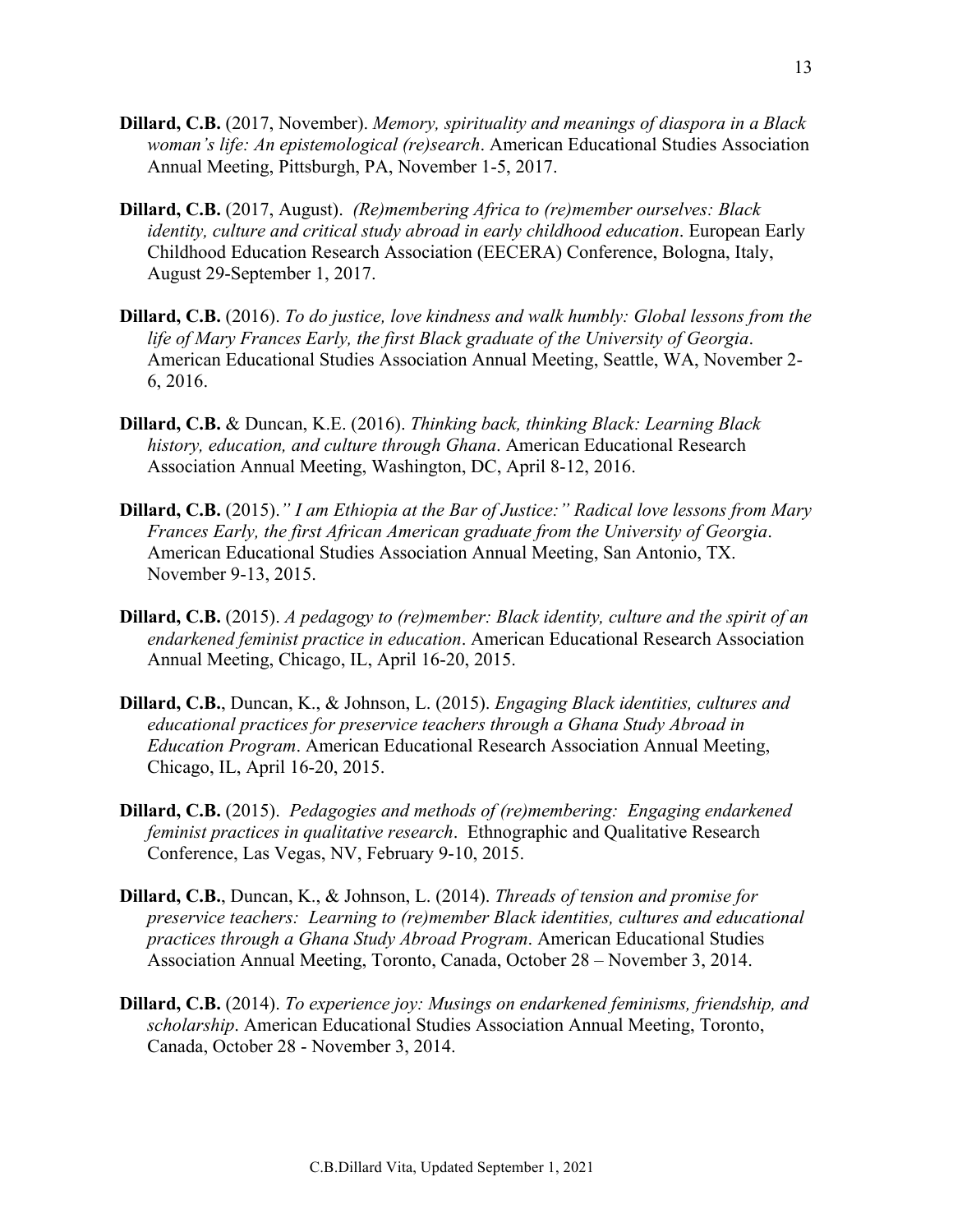**Dillard, C.B.** (2017, November). *Memory, spirituality and meanings of diaspora in a Black woman's life: An epistemological (re)search*. American Educational Studies Association Annual Meeting, Pittsburgh, PA, November 1-5, 2017.

**Dillard, C.B.** (2017, August). *(Re)membering Africa to (re)member ourselves: Black identity, culture and critical study abroad in early childhood education*. European Early Childhood Education Research Association (EECERA) Conference, Bologna, Italy, August 29-September 1, 2017.

**Dillard, C.B.** (2016). *To do justice, love kindness and walk humbly: Global lessons from the life of Mary Frances Early, the first Black graduate of the University of Georgia*. American Educational Studies Association Annual Meeting, Seattle, WA, November 2-6, 2016.

**Dillard, C.B.** & Duncan, K.E. (2016). *Thinking back, thinking Black: Learning Black history, education, and culture through Ghana*. American Educational Research Association Annual Meeting, Washington, DC, April 8-12, 2016.

**Dillard, C.B.** (2015).*" I am Ethiopia at the Bar of Justice:" Radical love lessons from Mary Frances Early, the first African American graduate from the University of Georgia*. American Educational Studies Association Annual Meeting, San Antonio, TX. November 9-13, 2015.

**Dillard, C.B.** (2015). *A pedagogy to (re)member: Black identity, culture and the spirit of an endarkened feminist practice in education*. American Educational Research Association Annual Meeting, Chicago, IL, April 16-20, 2015.

**Dillard, C.B.**, Duncan, K., & Johnson, L. (2015). *Engaging Black identities, cultures and educational practices for preservice teachers through a Ghana Study Abroad in Education Program*. American Educational Research Association Annual Meeting, Chicago, IL, April 16-20, 2015.

**Dillard, C.B.** (2015). *Pedagogies and methods of (re)membering: Engaging endarkened feminist practices in qualitative research*. Ethnographic and Qualitative Research Conference, Las Vegas, NV, February 9-10, 2015.

**Dillard, C.B.**, Duncan, K., & Johnson, L. (2014). *Threads of tension and promise for preservice teachers: Learning to (re)member Black identities, cultures and educational practices through a Ghana Study Abroad Program*. American Educational Studies Association Annual Meeting, Toronto, Canada, October 28 – November 3, 2014.

**Dillard, C.B.** (2014). *To experience joy: Musings on endarkened feminisms, friendship, and scholarship*. American Educational Studies Association Annual Meeting, Toronto, Canada, October 28 - November 3, 2014.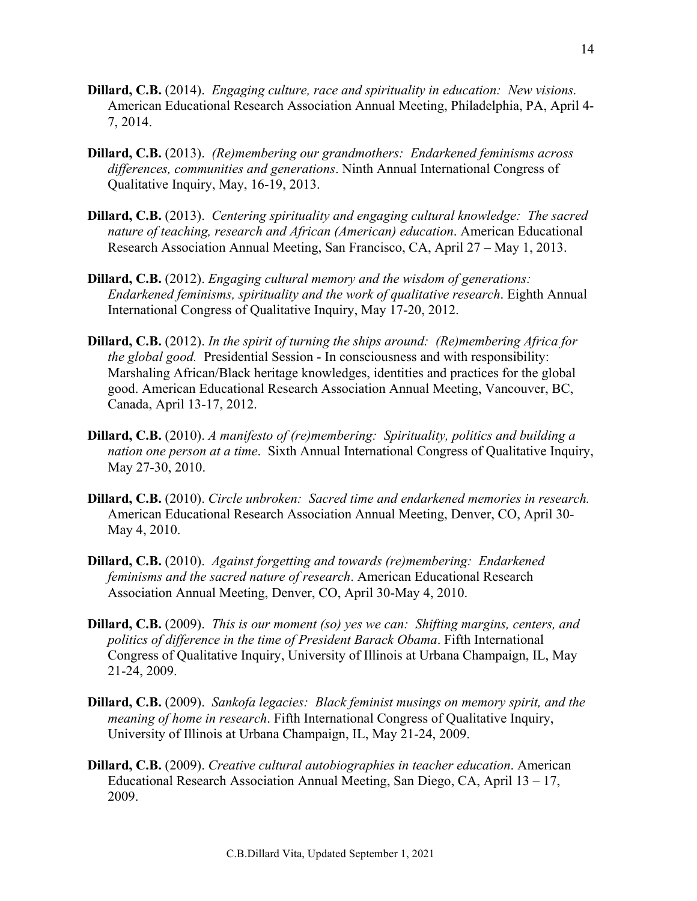**Dillard, C.B.** (2014). *Engaging culture, race and spirituality in education: New visions.* American Educational Research Association Annual Meeting, Philadelphia, PA, April 4-7, 2014.

**Dillard, C.B.** (2013). *(Re)membering our grandmothers: Endarkened feminisms across differences, communities and generations*. Ninth Annual International Congress of Qualitative Inquiry, May, 16-19, 2013.

**Dillard, C.B.** (2013). *Centering spirituality and engaging cultural knowledge: The sacred nature of teaching, research and African (American) education*. American Educational Research Association Annual Meeting, San Francisco, CA, April 27 – May 1, 2013.

**Dillard, C.B.** (2012). *Engaging cultural memory and the wisdom of generations: Endarkened feminisms, spirituality and the work of qualitative research*. Eighth Annual International Congress of Qualitative Inquiry, May 17-20, 2012.

**Dillard, C.B.** (2012). *In the spirit of turning the ships around: (Re)membering Africa for the global good.* Presidential Session - In consciousness and with responsibility: Marshaling African/Black heritage knowledges, identities and practices for the global good. American Educational Research Association Annual Meeting, Vancouver, BC, Canada, April 13-17, 2012.

**Dillard, C.B.** (2010). *A manifesto of (re)membering: Spirituality, politics and building a nation one person at a time*. Sixth Annual International Congress of Qualitative Inquiry, May 27-30, 2010.

**Dillard, C.B.** (2010). *Circle unbroken: Sacred time and endarkened memories in research.* American Educational Research Association Annual Meeting, Denver, CO, April 30-May 4, 2010.

**Dillard, C.B.** (2010). *Against forgetting and towards (re)membering: Endarkened feminisms and the sacred nature of research*. American Educational Research Association Annual Meeting, Denver, CO, April 30-May 4, 2010.

**Dillard, C.B.** (2009). *This is our moment (so) yes we can: Shifting margins, centers, and politics of difference in the time of President Barack Obama*. Fifth International Congress of Qualitative Inquiry, University of Illinois at Urbana Champaign, IL, May 21-24, 2009.

**Dillard, C.B.** (2009). *Sankofa legacies: Black feminist musings on memory spirit, and the meaning of home in research*. Fifth International Congress of Qualitative Inquiry, University of Illinois at Urbana Champaign, IL, May 21-24, 2009.

**Dillard, C.B.** (2009). *Creative cultural autobiographies in teacher education*. American Educational Research Association Annual Meeting, San Diego, CA, April 13 – 17, 2009.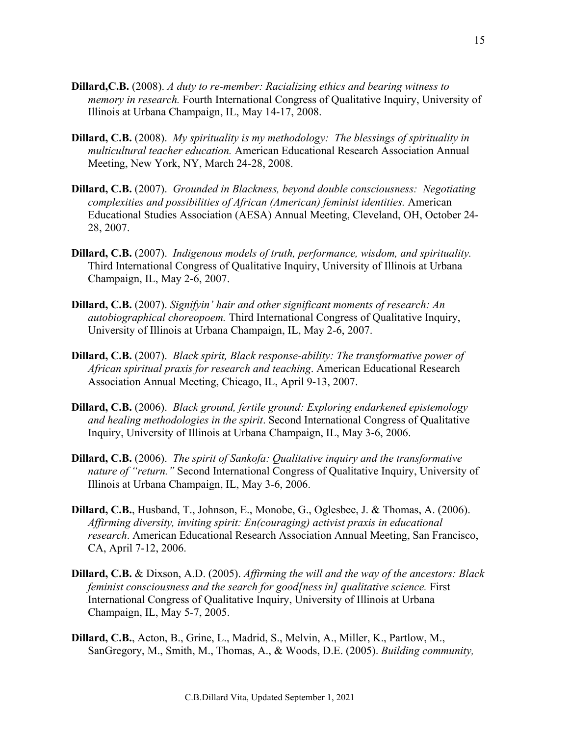**Dillard,C.B.** (2008). *A duty to re-member: Racializing ethics and bearing witness to memory in research.* Fourth International Congress of Qualitative Inquiry, University of Illinois at Urbana Champaign, IL, May 14-17, 2008.

**Dillard, C.B.** (2008). *My spirituality is my methodology: The blessings of spirituality in multicultural teacher education.* American Educational Research Association Annual Meeting, New York, NY, March 24-28, 2008.

**Dillard, C.B.** (2007). *Grounded in Blackness, beyond double consciousness: Negotiating complexities and possibilities of African (American) feminist identities.* American Educational Studies Association (AESA) Annual Meeting, Cleveland, OH, October 24-28, 2007.

**Dillard, C.B.** (2007). *Indigenous models of truth, performance, wisdom, and spirituality.* Third International Congress of Qualitative Inquiry, University of Illinois at Urbana Champaign, IL, May 2-6, 2007.

**Dillard, C.B.** (2007). *Signifyin' hair and other significant moments of research: An autobiographical choreopoem.* Third International Congress of Qualitative Inquiry, University of Illinois at Urbana Champaign, IL, May 2-6, 2007.

**Dillard, C.B.** (2007). *Black spirit, Black response-ability: The transformative power of African spiritual praxis for research and teaching*. American Educational Research Association Annual Meeting, Chicago, IL, April 9-13, 2007.

**Dillard, C.B.** (2006). *Black ground, fertile ground: Exploring endarkened epistemology and healing methodologies in the spirit*. Second International Congress of Qualitative Inquiry, University of Illinois at Urbana Champaign, IL, May 3-6, 2006.

**Dillard, C.B.** (2006). *The spirit of Sankofa: Qualitative inquiry and the transformative nature of "return."* Second International Congress of Qualitative Inquiry, University of Illinois at Urbana Champaign, IL, May 3-6, 2006.

**Dillard, C.B.**, Husband, T., Johnson, E., Monobe, G., Oglesbee, J. & Thomas, A. (2006). *Affirming diversity, inviting spirit: En(couraging) activist praxis in educational research*. American Educational Research Association Annual Meeting, San Francisco, CA, April 7-12, 2006.

**Dillard, C.B.** & Dixson, A.D. (2005). *Affirming the will and the way of the ancestors: Black feminist consciousness and the search for good[ness in] qualitative science.* First International Congress of Qualitative Inquiry, University of Illinois at Urbana Champaign, IL, May 5-7, 2005.

**Dillard, C.B.**, Acton, B., Grine, L., Madrid, S., Melvin, A., Miller, K., Partlow, M., SanGregory, M., Smith, M., Thomas, A., & Woods, D.E. (2005). *Building community,*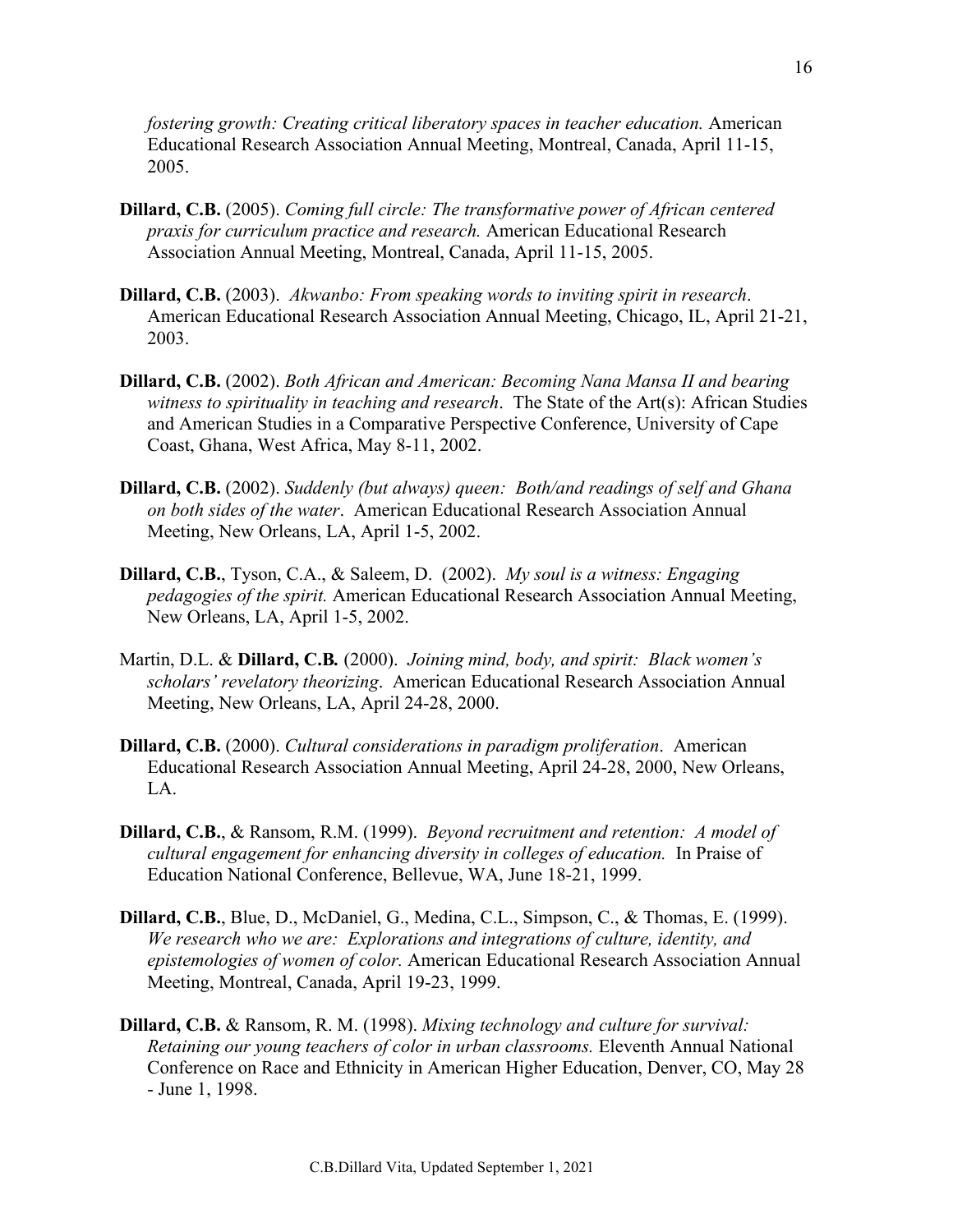*fostering growth: Creating critical liberatory spaces in teacher education.* American Educational Research Association Annual Meeting, Montreal, Canada, April 11-15, 2005.

**Dillard, C.B.** (2005). *Coming full circle: The transformative power of African centered praxis for curriculum practice and research.* American Educational Research Association Annual Meeting, Montreal, Canada, April 11-15, 2005.

**Dillard, C.B.** (2003). *Akwanbo: From speaking words to inviting spirit in research*. American Educational Research Association Annual Meeting, Chicago, IL, April 21-21, 2003.

**Dillard, C.B.** (2002). *Both African and American: Becoming Nana Mansa II and bearing witness to spirituality in teaching and research*. The State of the Art(s): African Studies and American Studies in a Comparative Perspective Conference, University of Cape Coast, Ghana, West Africa, May 8-11, 2002.

**Dillard, C.B.** (2002). *Suddenly (but always) queen: Both/and readings of self and Ghana on both sides of the water*. American Educational Research Association Annual Meeting, New Orleans, LA, April 1-5, 2002.

**Dillard, C.B.**, Tyson, C.A., & Saleem, D. (2002). *My soul is a witness: Engaging pedagogies of the spirit.* American Educational Research Association Annual Meeting, New Orleans, LA, April 1-5, 2002.

Martin, D.L. & **Dillard, C.B.** (2000). *Joining mind, body, and spirit: Black women's scholars' revelatory theorizing*. American Educational Research Association Annual Meeting, New Orleans, LA, April 24-28, 2000.

**Dillard, C.B.** (2000). *Cultural considerations in paradigm proliferation*. American Educational Research Association Annual Meeting, April 24-28, 2000, New Orleans, LA.

**Dillard, C.B.**, & Ransom, R.M. (1999). *Beyond recruitment and retention: A model of cultural engagement for enhancing diversity in colleges of education.* In Praise of Education National Conference, Bellevue, WA, June 18-21, 1999.

**Dillard, C.B.**, Blue, D., McDaniel, G., Medina, C.L., Simpson, C., & Thomas, E. (1999). *We research who we are: Explorations and integrations of culture, identity, and epistemologies of women of color.* American Educational Research Association Annual Meeting, Montreal, Canada, April 19-23, 1999.

**Dillard, C.B.** & Ransom, R. M. (1998). *Mixing technology and culture for survival: Retaining our young teachers of color in urban classrooms.* Eleventh Annual National Conference on Race and Ethnicity in American Higher Education, Denver, CO, May 28 - June 1, 1998.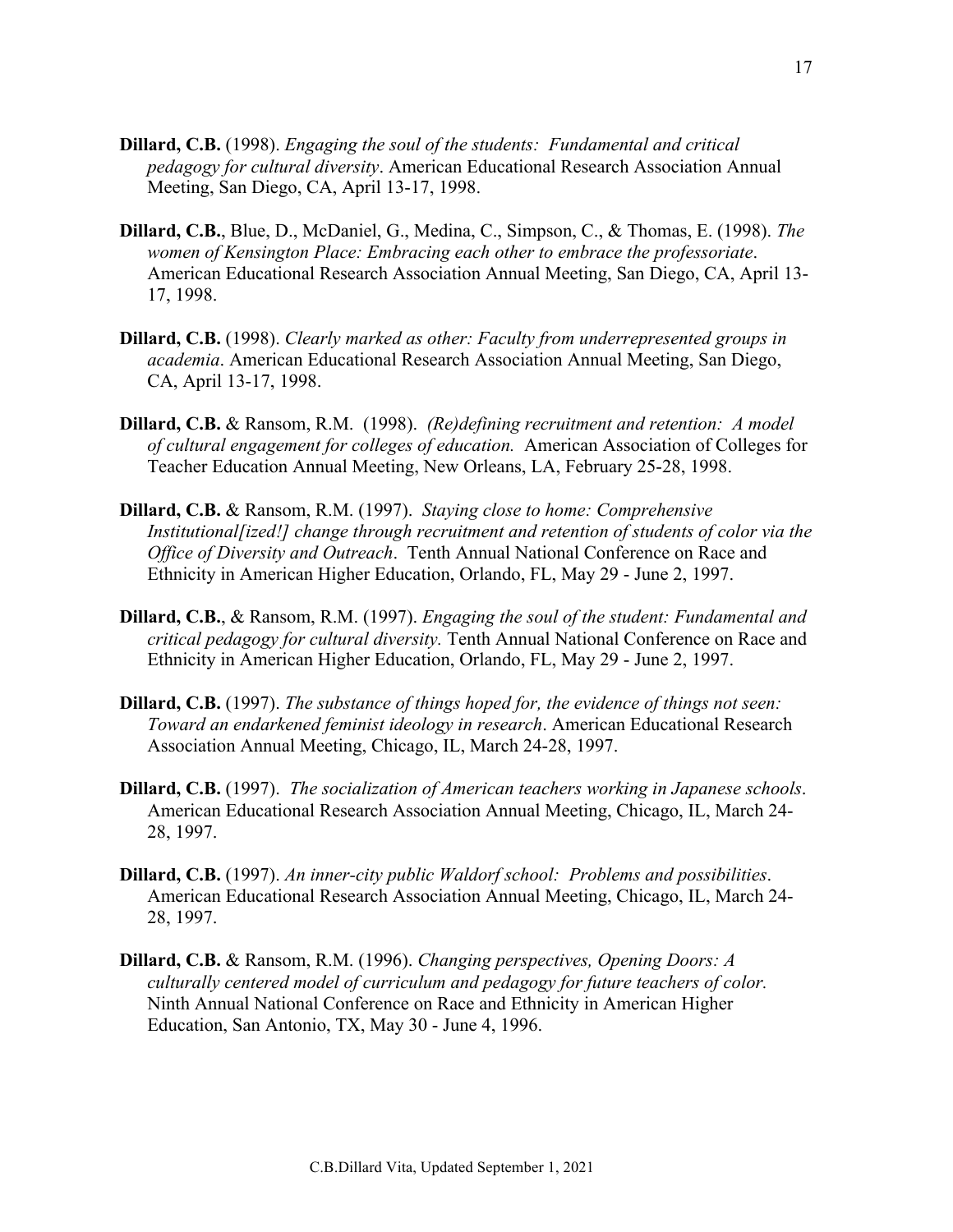**Dillard, C.B.** (1998). *Engaging the soul of the students: Fundamental and critical pedagogy for cultural diversity*. American Educational Research Association Annual Meeting, San Diego, CA, April 13-17, 1998.

**Dillard, C.B.**, Blue, D., McDaniel, G., Medina, C., Simpson, C., & Thomas, E. (1998). *The women of Kensington Place: Embracing each other to embrace the professoriate*. American Educational Research Association Annual Meeting, San Diego, CA, April 13-17, 1998.

**Dillard, C.B.** (1998). *Clearly marked as other: Faculty from underrepresented groups in academia*. American Educational Research Association Annual Meeting, San Diego, CA, April 13-17, 1998.

**Dillard, C.B.** & Ransom, R.M. (1998). *(Re)defining recruitment and retention: A model of cultural engagement for colleges of education.* American Association of Colleges for Teacher Education Annual Meeting, New Orleans, LA, February 25-28, 1998.

**Dillard, C.B.** & Ransom, R.M. (1997). *Staying close to home: Comprehensive Institutional[ized!] change through recruitment and retention of students of color via the Office of Diversity and Outreach*. Tenth Annual National Conference on Race and Ethnicity in American Higher Education, Orlando, FL, May 29 - June 2, 1997.

**Dillard, C.B.**, & Ransom, R.M. (1997). *Engaging the soul of the student: Fundamental and critical pedagogy for cultural diversity.* Tenth Annual National Conference on Race and Ethnicity in American Higher Education, Orlando, FL, May 29 - June 2, 1997.

**Dillard, C.B.** (1997). *The substance of things hoped for, the evidence of things not seen: Toward an endarkened feminist ideology in research*. American Educational Research Association Annual Meeting, Chicago, IL, March 24-28, 1997.

**Dillard, C.B.** (1997). *The socialization of American teachers working in Japanese schools*. American Educational Research Association Annual Meeting, Chicago, IL, March 24-28, 1997.

**Dillard, C.B.** (1997). *An inner-city public Waldorf school: Problems and possibilities*. American Educational Research Association Annual Meeting, Chicago, IL, March 24-28, 1997.

**Dillard, C.B.** & Ransom, R.M. (1996). *Changing perspectives, Opening Doors: A culturally centered model of curriculum and pedagogy for future teachers of color.* Ninth Annual National Conference on Race and Ethnicity in American Higher Education, San Antonio, TX, May 30 - June 4, 1996.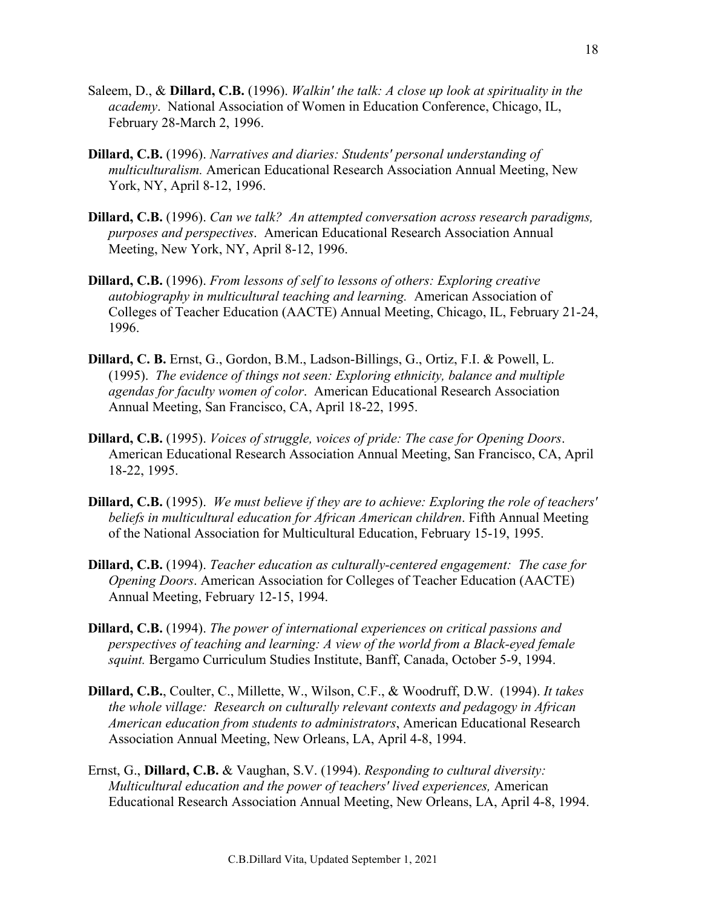Saleem, D., & **Dillard, C.B.** (1996). *Walkin' the talk: A close up look at spirituality in the academy*. National Association of Women in Education Conference, Chicago, IL, February 28-March 2, 1996.

**Dillard, C.B.** (1996). *Narratives and diaries: Students' personal understanding of multiculturalism.* American Educational Research Association Annual Meeting, New York, NY, April 8-12, 1996.

**Dillard, C.B.** (1996). *Can we talk? An attempted conversation across research paradigms, purposes and perspectives*. American Educational Research Association Annual Meeting, New York, NY, April 8-12, 1996.

**Dillard, C.B.** (1996). *From lessons of self to lessons of others: Exploring creative autobiography in multicultural teaching and learning.* American Association of Colleges of Teacher Education (AACTE) Annual Meeting, Chicago, IL, February 21-24, 1996.

**Dillard, C. B.** Ernst, G., Gordon, B.M., Ladson-Billings, G., Ortiz, F.I. & Powell, L. (1995). *The evidence of things not seen: Exploring ethnicity, balance and multiple agendas for faculty women of color*. American Educational Research Association Annual Meeting, San Francisco, CA, April 18-22, 1995.

**Dillard, C.B.** (1995). *Voices of struggle, voices of pride: The case for Opening Doors*. American Educational Research Association Annual Meeting, San Francisco, CA, April 18-22, 1995.

**Dillard, C.B.** (1995). *We must believe if they are to achieve: Exploring the role of teachers' beliefs in multicultural education for African American children*. Fifth Annual Meeting of the National Association for Multicultural Education, February 15-19, 1995.

**Dillard, C.B.** (1994). *Teacher education as culturally-centered engagement: The case for Opening Doors*. American Association for Colleges of Teacher Education (AACTE) Annual Meeting, February 12-15, 1994.

**Dillard, C.B.** (1994). *The power of international experiences on critical passions and perspectives of teaching and learning: A view of the world from a Black-eyed female squint.* Bergamo Curriculum Studies Institute, Banff, Canada, October 5-9, 1994.

**Dillard, C.B.**, Coulter, C., Millette, W., Wilson, C.F., & Woodruff, D.W. (1994). *It takes the whole village: Research on culturally relevant contexts and pedagogy in African American education from students to administrators*, American Educational Research Association Annual Meeting, New Orleans, LA, April 4-8, 1994.

Ernst, G., **Dillard, C.B.** & Vaughan, S.V. (1994). *Responding to cultural diversity: Multicultural education and the power of teachers' lived experiences,* American Educational Research Association Annual Meeting, New Orleans, LA, April 4-8, 1994.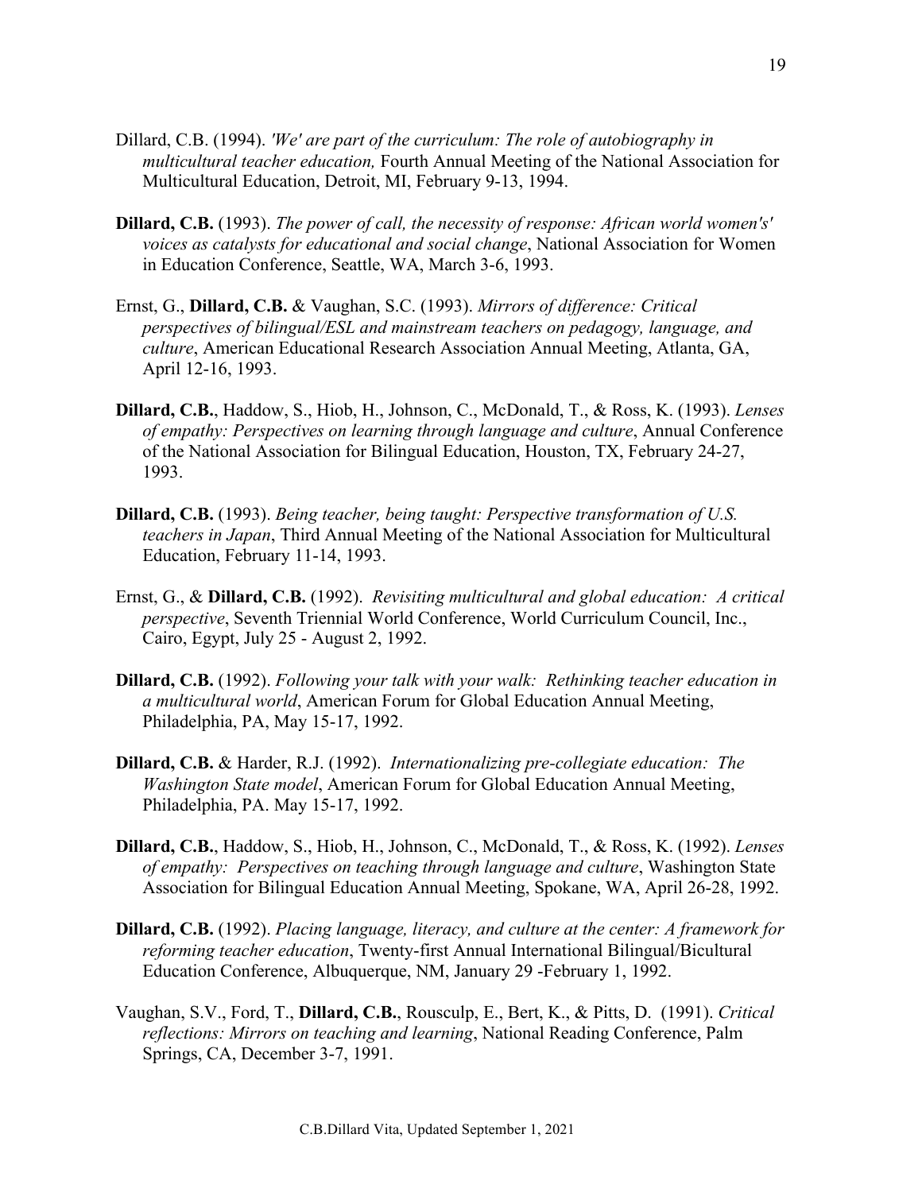Dillard, C.B. (1994). *'We' are part of the curriculum: The role of autobiography in multicultural teacher education,* Fourth Annual Meeting of the National Association for Multicultural Education, Detroit, MI, February 9-13, 1994.

**Dillard, C.B.** (1993). *The power of call, the necessity of response: African world women's' voices as catalysts for educational and social change*, National Association for Women in Education Conference, Seattle, WA, March 3-6, 1993.

Ernst, G., **Dillard, C.B.** & Vaughan, S.C. (1993). *Mirrors of difference: Critical perspectives of bilingual/ESL and mainstream teachers on pedagogy, language, and culture*, American Educational Research Association Annual Meeting, Atlanta, GA, April 12-16, 1993.

**Dillard, C.B.**, Haddow, S., Hiob, H., Johnson, C., McDonald, T., & Ross, K. (1993). *Lenses of empathy: Perspectives on learning through language and culture*, Annual Conference of the National Association for Bilingual Education, Houston, TX, February 24-27, 1993.

**Dillard, C.B.** (1993). *Being teacher, being taught: Perspective transformation of U.S. teachers in Japan*, Third Annual Meeting of the National Association for Multicultural Education, February 11-14, 1993.

Ernst, G., & **Dillard, C.B.** (1992). *Revisiting multicultural and global education: A critical perspective*, Seventh Triennial World Conference, World Curriculum Council, Inc., Cairo, Egypt, July 25 - August 2, 1992.

**Dillard, C.B.** (1992). *Following your talk with your walk: Rethinking teacher education in a multicultural world*, American Forum for Global Education Annual Meeting, Philadelphia, PA, May 15-17, 1992.

**Dillard, C.B.** & Harder, R.J. (1992). *Internationalizing pre-collegiate education: The Washington State model*, American Forum for Global Education Annual Meeting, Philadelphia, PA. May 15-17, 1992.

**Dillard, C.B.**, Haddow, S., Hiob, H., Johnson, C., McDonald, T., & Ross, K. (1992). *Lenses of empathy: Perspectives on teaching through language and culture*, Washington State Association for Bilingual Education Annual Meeting, Spokane, WA, April 26-28, 1992.

**Dillard, C.B.** (1992). *Placing language, literacy, and culture at the center: A framework for reforming teacher education*, Twenty-first Annual International Bilingual/Bicultural Education Conference, Albuquerque, NM, January 29 -February 1, 1992.

Vaughan, S.V., Ford, T., **Dillard, C.B.**, Rousculp, E., Bert, K., & Pitts, D. (1991). *Critical reflections: Mirrors on teaching and learning*, National Reading Conference, Palm Springs, CA, December 3-7, 1991.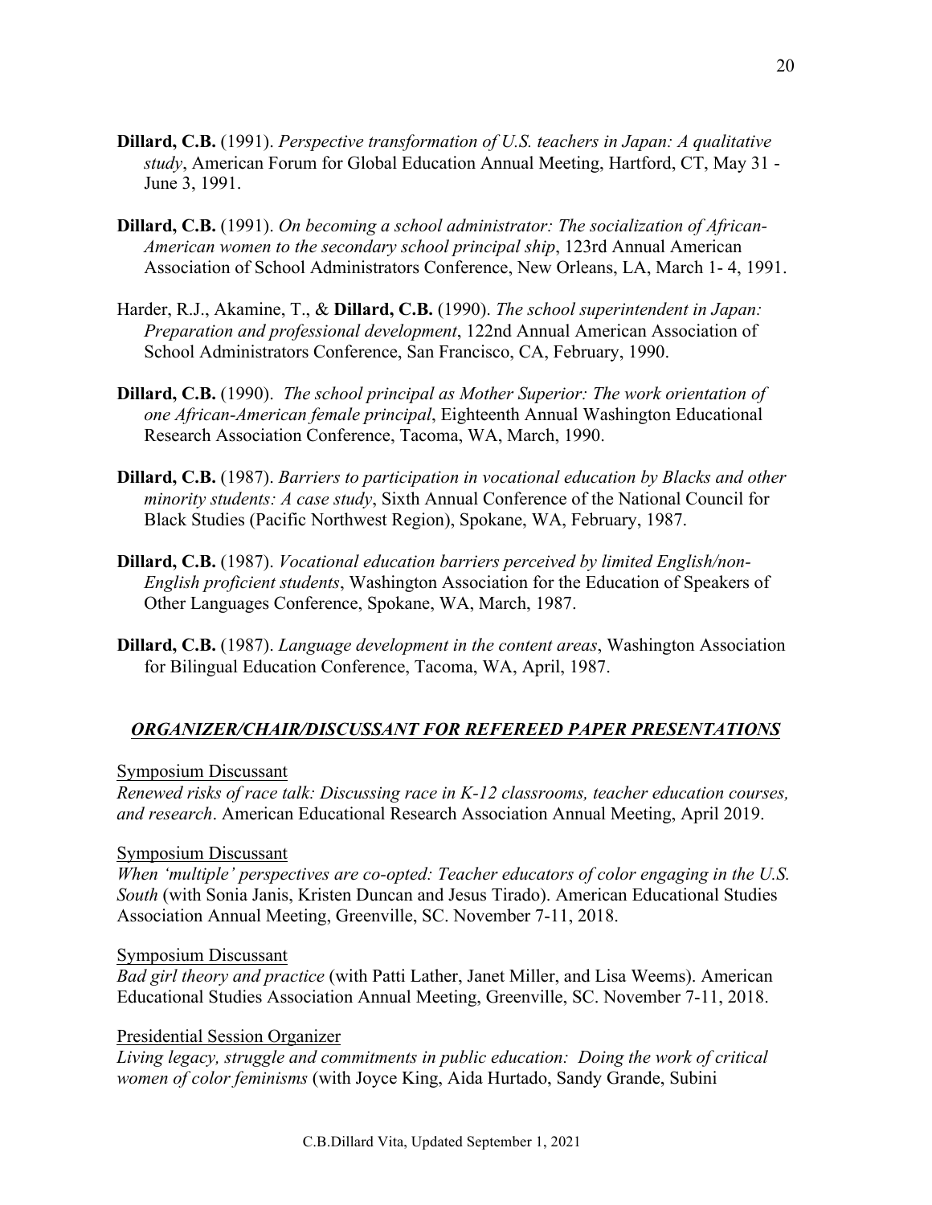**Dillard, C.B.** (1991). *Perspective transformation of U.S. teachers in Japan: A qualitative study*, American Forum for Global Education Annual Meeting, Hartford, CT, May 31 - June 3, 1991.

**Dillard, C.B.** (1991). *On becoming a school administrator: The socialization of African-American women to the secondary school principal ship*, 123rd Annual American Association of School Administrators Conference, New Orleans, LA, March 1- 4, 1991.

Harder, R.J., Akamine, T., & **Dillard, C.B.** (1990). *The school superintendent in Japan: Preparation and professional development*, 122nd Annual American Association of School Administrators Conference, San Francisco, CA, February, 1990.

**Dillard, C.B.** (1990). *The school principal as Mother Superior: The work orientation of one African-American female principal*, Eighteenth Annual Washington Educational Research Association Conference, Tacoma, WA, March, 1990.

**Dillard, C.B.** (1987). *Barriers to participation in vocational education by Blacks and other minority students: A case study*, Sixth Annual Conference of the National Council for Black Studies (Pacific Northwest Region), Spokane, WA, February, 1987.

**Dillard, C.B.** (1987). *Vocational education barriers perceived by limited English/non-English proficient students*, Washington Association for the Education of Speakers of Other Languages Conference, Spokane, WA, March, 1987.

**Dillard, C.B.** (1987). *Language development in the content areas*, Washington Association for Bilingual Education Conference, Tacoma, WA, April, 1987.

## ***ORGANIZER/CHAIR/DISCUSSANT FOR REFEREED PAPER PRESENTATIONS***

Symposium Discussant
*Renewed risks of race talk: Discussing race in K-12 classrooms, teacher education courses, and research*. American Educational Research Association Annual Meeting, April 2019.

Symposium Discussant
*When 'multiple' perspectives are co-opted: Teacher educators of color engaging in the U.S. South* (with Sonia Janis, Kristen Duncan and Jesus Tirado). American Educational Studies Association Annual Meeting, Greenville, SC. November 7-11, 2018.

Symposium Discussant
*Bad girl theory and practice* (with Patti Lather, Janet Miller, and Lisa Weems). American Educational Studies Association Annual Meeting, Greenville, SC. November 7-11, 2018.

Presidential Session Organizer
*Living legacy, struggle and commitments in public education: Doing the work of critical women of color feminisms* (with Joyce King, Aida Hurtado, Sandy Grande, Subini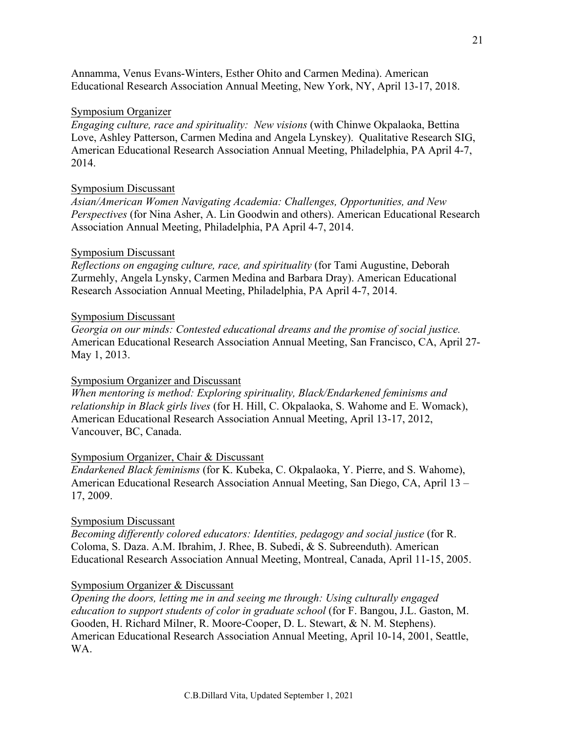Annamma, Venus Evans-Winters, Esther Ohito and Carmen Medina). American Educational Research Association Annual Meeting, New York, NY, April 13-17, 2018.

<u>Symposium Organizer</u>
*Engaging culture, race and spirituality: New visions* (with Chinwe Okpalaoka, Bettina Love, Ashley Patterson, Carmen Medina and Angela Lynskey). Qualitative Research SIG, American Educational Research Association Annual Meeting, Philadelphia, PA April 4-7, 2014.

<u>Symposium Discussant</u>
*Asian/American Women Navigating Academia: Challenges, Opportunities, and New Perspectives* (for Nina Asher, A. Lin Goodwin and others). American Educational Research Association Annual Meeting, Philadelphia, PA April 4-7, 2014.

<u>Symposium Discussant</u>
*Reflections on engaging culture, race, and spirituality* (for Tami Augustine, Deborah Zurmehly, Angela Lynsky, Carmen Medina and Barbara Dray). American Educational Research Association Annual Meeting, Philadelphia, PA April 4-7, 2014.

<u>Symposium Discussant</u>
*Georgia on our minds: Contested educational dreams and the promise of social justice.* American Educational Research Association Annual Meeting, San Francisco, CA, April 27-May 1, 2013.

<u>Symposium Organizer and Discussant</u>
*When mentoring is method: Exploring spirituality, Black/Endarkened feminisms and relationship in Black girls lives* (for H. Hill, C. Okpalaoka, S. Wahome and E. Womack), American Educational Research Association Annual Meeting, April 13-17, 2012, Vancouver, BC, Canada.

<u>Symposium Organizer, Chair & Discussant</u>
*Endarkened Black feminisms* (for K. Kubeka, C. Okpalaoka, Y. Pierre, and S. Wahome), American Educational Research Association Annual Meeting, San Diego, CA, April 13 – 17, 2009.

<u>Symposium Discussant</u>
*Becoming differently colored educators: Identities, pedagogy and social justice* (for R. Coloma, S. Daza. A.M. Ibrahim, J. Rhee, B. Subedi, & S. Subreenduth). American Educational Research Association Annual Meeting, Montreal, Canada, April 11-15, 2005.

<u>Symposium Organizer & Discussant</u>
*Opening the doors, letting me in and seeing me through: Using culturally engaged education to support students of color in graduate school* (for F. Bangou, J.L. Gaston, M. Gooden, H. Richard Milner, R. Moore-Cooper, D. L. Stewart, & N. M. Stephens). American Educational Research Association Annual Meeting, April 10-14, 2001, Seattle, WA.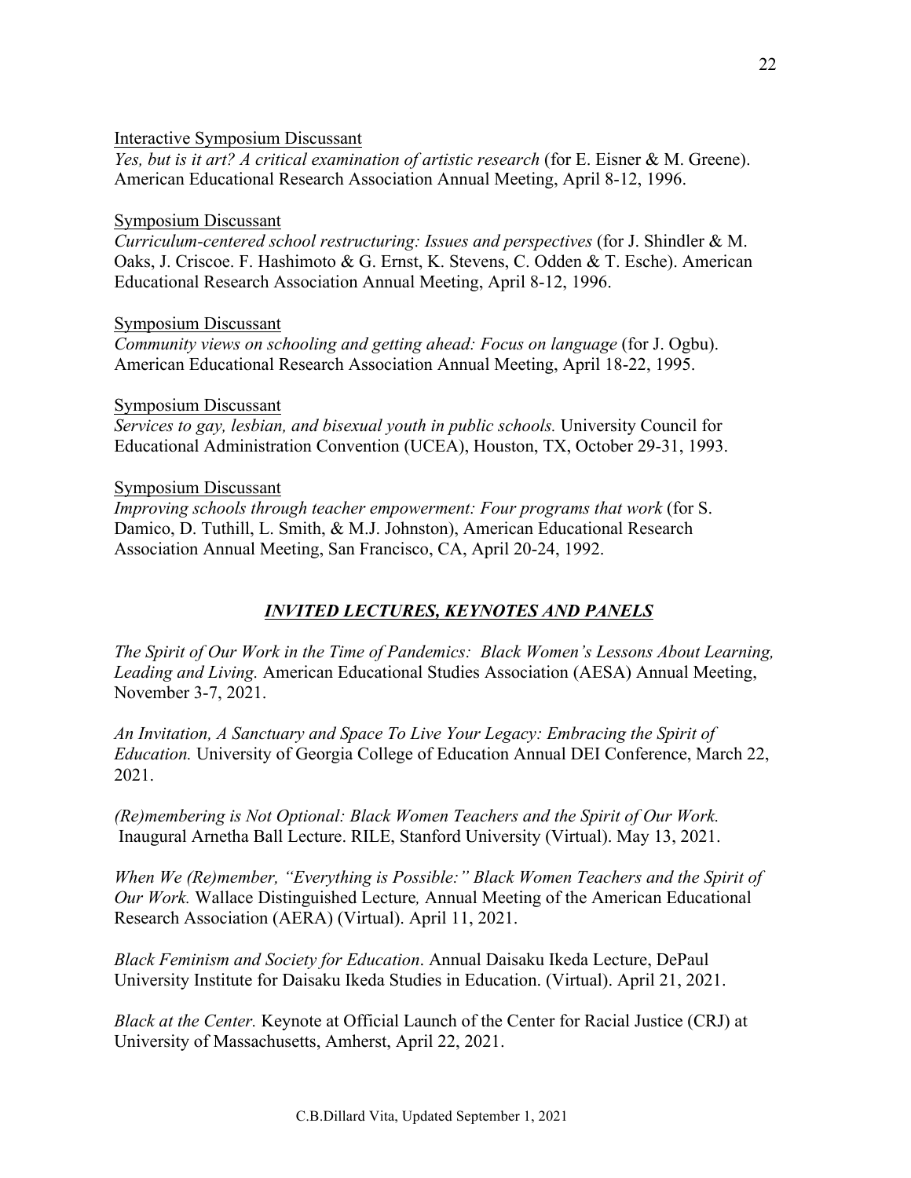Interactive Symposium Discussant
*Yes, but is it art? A critical examination of artistic research* (for E. Eisner & M. Greene). American Educational Research Association Annual Meeting, April 8-12, 1996.

Symposium Discussant
*Curriculum-centered school restructuring: Issues and perspectives* (for J. Shindler & M. Oaks, J. Criscoe. F. Hashimoto & G. Ernst, K. Stevens, C. Odden & T. Esche). American Educational Research Association Annual Meeting, April 8-12, 1996.

Symposium Discussant
*Community views on schooling and getting ahead: Focus on language* (for J. Ogbu). American Educational Research Association Annual Meeting, April 18-22, 1995.

Symposium Discussant
*Services to gay, lesbian, and bisexual youth in public schools.* University Council for Educational Administration Convention (UCEA), Houston, TX, October 29-31, 1993.

Symposium Discussant
*Improving schools through teacher empowerment: Four programs that work* (for S. Damico, D. Tuthill, L. Smith, & M.J. Johnston), American Educational Research Association Annual Meeting, San Francisco, CA, April 20-24, 1992.

## *INVITED LECTURES, KEYNOTES AND PANELS*

*The Spirit of Our Work in the Time of Pandemics: Black Women's Lessons About Learning, Leading and Living.* American Educational Studies Association (AESA) Annual Meeting, November 3-7, 2021.

*An Invitation, A Sanctuary and Space To Live Your Legacy: Embracing the Spirit of Education.* University of Georgia College of Education Annual DEI Conference, March 22, 2021.

*(Re)membering is Not Optional: Black Women Teachers and the Spirit of Our Work.* Inaugural Arnetha Ball Lecture. RILE, Stanford University (Virtual). May 13, 2021.

*When We (Re)member, "Everything is Possible:" Black Women Teachers and the Spirit of Our Work.* Wallace Distinguished Lecture*,* Annual Meeting of the American Educational Research Association (AERA) (Virtual). April 11, 2021.

*Black Feminism and Society for Education*. Annual Daisaku Ikeda Lecture, DePaul University Institute for Daisaku Ikeda Studies in Education. (Virtual). April 21, 2021.

*Black at the Center.* Keynote at Official Launch of the Center for Racial Justice (CRJ) at University of Massachusetts, Amherst, April 22, 2021.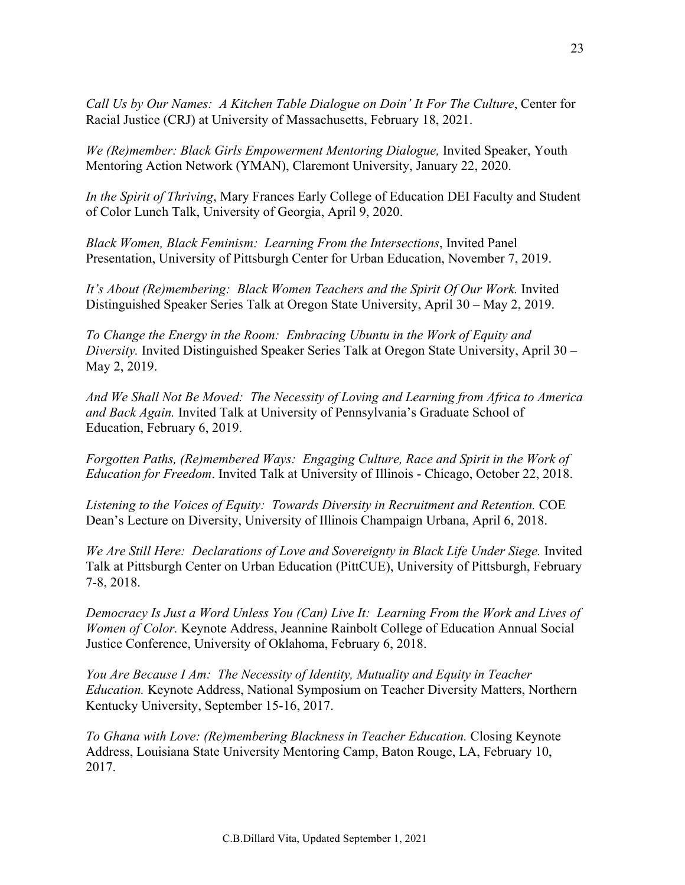*Call Us by Our Names: A Kitchen Table Dialogue on Doin' It For The Culture*, Center for Racial Justice (CRJ) at University of Massachusetts, February 18, 2021.

*We (Re)member: Black Girls Empowerment Mentoring Dialogue,* Invited Speaker, Youth Mentoring Action Network (YMAN), Claremont University, January 22, 2020.

*In the Spirit of Thriving*, Mary Frances Early College of Education DEI Faculty and Student of Color Lunch Talk, University of Georgia, April 9, 2020.

*Black Women, Black Feminism: Learning From the Intersections*, Invited Panel Presentation, University of Pittsburgh Center for Urban Education, November 7, 2019.

*It's About (Re)membering: Black Women Teachers and the Spirit Of Our Work.* Invited Distinguished Speaker Series Talk at Oregon State University, April 30 – May 2, 2019.

*To Change the Energy in the Room: Embracing Ubuntu in the Work of Equity and Diversity.* Invited Distinguished Speaker Series Talk at Oregon State University, April 30 – May 2, 2019.

*And We Shall Not Be Moved: The Necessity of Loving and Learning from Africa to America and Back Again.* Invited Talk at University of Pennsylvania's Graduate School of Education, February 6, 2019.

*Forgotten Paths, (Re)membered Ways: Engaging Culture, Race and Spirit in the Work of Education for Freedom*. Invited Talk at University of Illinois - Chicago, October 22, 2018.

*Listening to the Voices of Equity: Towards Diversity in Recruitment and Retention.* COE Dean's Lecture on Diversity, University of Illinois Champaign Urbana, April 6, 2018.

*We Are Still Here: Declarations of Love and Sovereignty in Black Life Under Siege.* Invited Talk at Pittsburgh Center on Urban Education (PittCUE), University of Pittsburgh, February 7-8, 2018.

*Democracy Is Just a Word Unless You (Can) Live It: Learning From the Work and Lives of Women of Color.* Keynote Address, Jeannine Rainbolt College of Education Annual Social Justice Conference, University of Oklahoma, February 6, 2018.

*You Are Because I Am: The Necessity of Identity, Mutuality and Equity in Teacher Education.* Keynote Address, National Symposium on Teacher Diversity Matters, Northern Kentucky University, September 15-16, 2017.

*To Ghana with Love: (Re)membering Blackness in Teacher Education.* Closing Keynote Address, Louisiana State University Mentoring Camp, Baton Rouge, LA, February 10, 2017.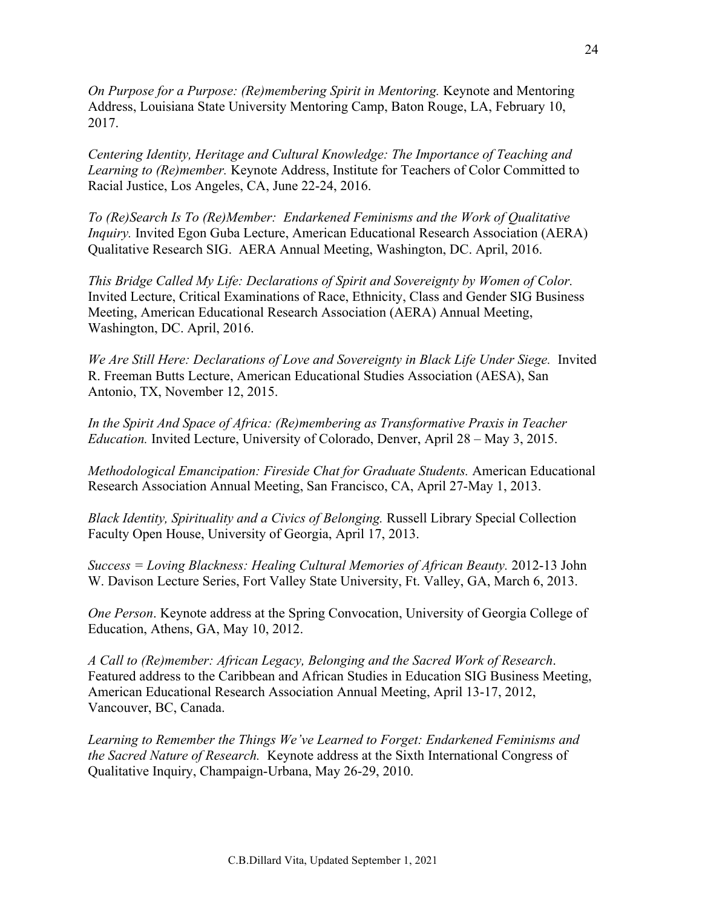*On Purpose for a Purpose: (Re)membering Spirit in Mentoring.* Keynote and Mentoring Address, Louisiana State University Mentoring Camp, Baton Rouge, LA, February 10, 2017.

*Centering Identity, Heritage and Cultural Knowledge: The Importance of Teaching and Learning to (Re)member.* Keynote Address, Institute for Teachers of Color Committed to Racial Justice, Los Angeles, CA, June 22-24, 2016.

*To (Re)Search Is To (Re)Member: Endarkened Feminisms and the Work of Qualitative Inquiry.* Invited Egon Guba Lecture, American Educational Research Association (AERA) Qualitative Research SIG. AERA Annual Meeting, Washington, DC. April, 2016.

*This Bridge Called My Life: Declarations of Spirit and Sovereignty by Women of Color.* Invited Lecture, Critical Examinations of Race, Ethnicity, Class and Gender SIG Business Meeting, American Educational Research Association (AERA) Annual Meeting, Washington, DC. April, 2016.

*We Are Still Here: Declarations of Love and Sovereignty in Black Life Under Siege.* Invited R. Freeman Butts Lecture, American Educational Studies Association (AESA), San Antonio, TX, November 12, 2015.

*In the Spirit And Space of Africa: (Re)membering as Transformative Praxis in Teacher Education.* Invited Lecture, University of Colorado, Denver, April 28 – May 3, 2015.

*Methodological Emancipation: Fireside Chat for Graduate Students.* American Educational Research Association Annual Meeting, San Francisco, CA, April 27-May 1, 2013.

*Black Identity, Spirituality and a Civics of Belonging.* Russell Library Special Collection Faculty Open House, University of Georgia, April 17, 2013.

*Success = Loving Blackness: Healing Cultural Memories of African Beauty.* 2012-13 John W. Davison Lecture Series, Fort Valley State University, Ft. Valley, GA, March 6, 2013.

*One Person*. Keynote address at the Spring Convocation, University of Georgia College of Education, Athens, GA, May 10, 2012.

*A Call to (Re)member: African Legacy, Belonging and the Sacred Work of Research*. Featured address to the Caribbean and African Studies in Education SIG Business Meeting, American Educational Research Association Annual Meeting, April 13-17, 2012, Vancouver, BC, Canada.

*Learning to Remember the Things We've Learned to Forget: Endarkened Feminisms and the Sacred Nature of Research.* Keynote address at the Sixth International Congress of Qualitative Inquiry, Champaign-Urbana, May 26-29, 2010.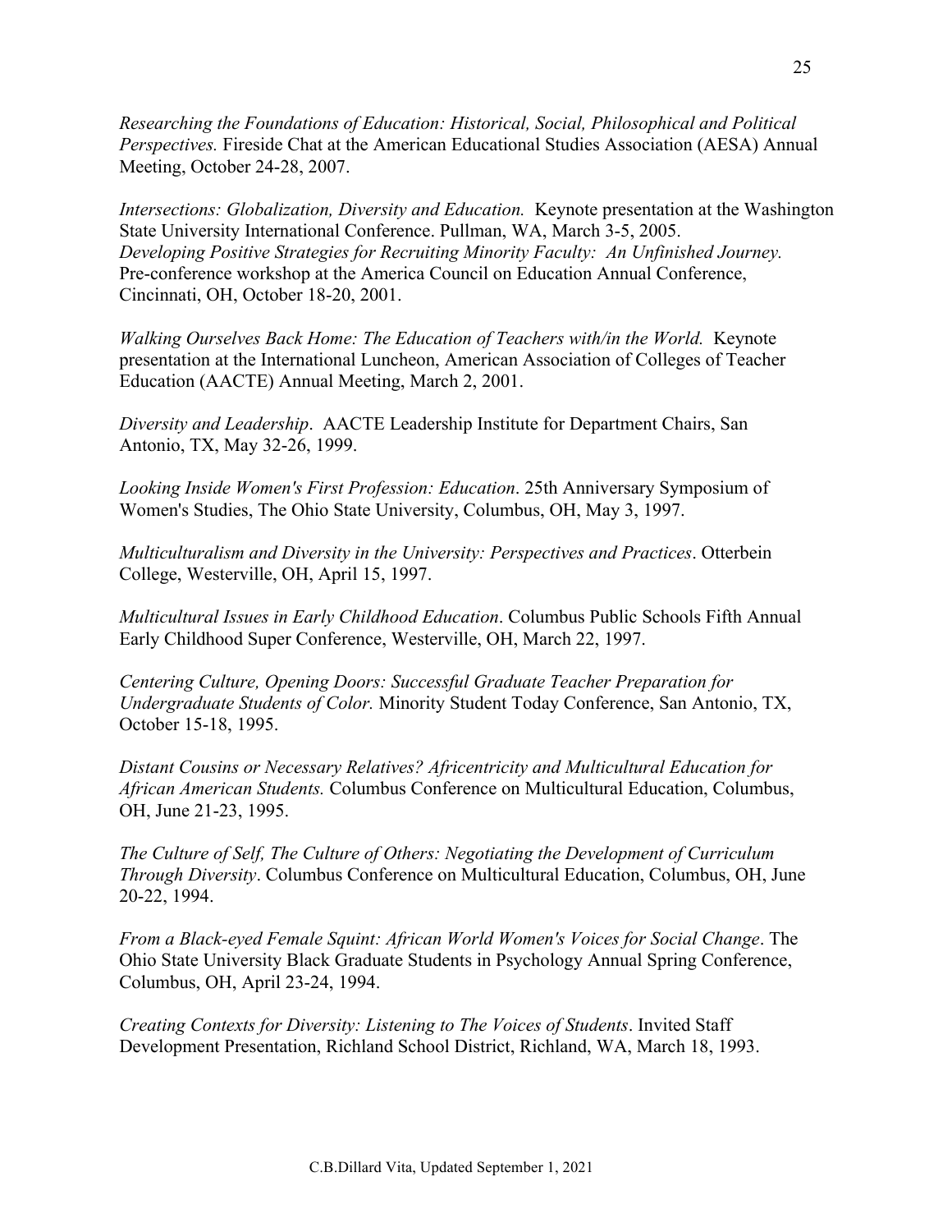*Researching the Foundations of Education: Historical, Social, Philosophical and Political Perspectives.* Fireside Chat at the American Educational Studies Association (AESA) Annual Meeting, October 24-28, 2007.

*Intersections: Globalization, Diversity and Education.* Keynote presentation at the Washington State University International Conference. Pullman, WA, March 3-5, 2005.
*Developing Positive Strategies for Recruiting Minority Faculty: An Unfinished Journey.* Pre-conference workshop at the America Council on Education Annual Conference, Cincinnati, OH, October 18-20, 2001.

*Walking Ourselves Back Home: The Education of Teachers with/in the World.* Keynote presentation at the International Luncheon, American Association of Colleges of Teacher Education (AACTE) Annual Meeting, March 2, 2001.

*Diversity and Leadership*. AACTE Leadership Institute for Department Chairs, San Antonio, TX, May 32-26, 1999.

*Looking Inside Women's First Profession: Education*. 25th Anniversary Symposium of Women's Studies, The Ohio State University, Columbus, OH, May 3, 1997.

*Multiculturalism and Diversity in the University: Perspectives and Practices*. Otterbein College, Westerville, OH, April 15, 1997.

*Multicultural Issues in Early Childhood Education*. Columbus Public Schools Fifth Annual Early Childhood Super Conference, Westerville, OH, March 22, 1997.

*Centering Culture, Opening Doors: Successful Graduate Teacher Preparation for Undergraduate Students of Color.* Minority Student Today Conference, San Antonio, TX, October 15-18, 1995.

*Distant Cousins or Necessary Relatives? Africentricity and Multicultural Education for African American Students.* Columbus Conference on Multicultural Education, Columbus, OH, June 21-23, 1995.

*The Culture of Self, The Culture of Others: Negotiating the Development of Curriculum Through Diversity*. Columbus Conference on Multicultural Education, Columbus, OH, June 20-22, 1994.

*From a Black-eyed Female Squint: African World Women's Voices for Social Change*. The Ohio State University Black Graduate Students in Psychology Annual Spring Conference, Columbus, OH, April 23-24, 1994.

*Creating Contexts for Diversity: Listening to The Voices of Students*. Invited Staff Development Presentation, Richland School District, Richland, WA, March 18, 1993.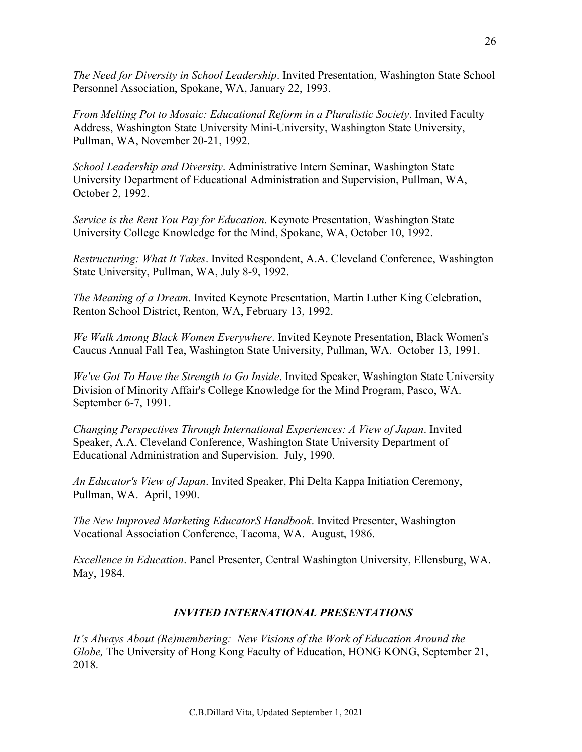*The Need for Diversity in School Leadership*. Invited Presentation, Washington State School Personnel Association, Spokane, WA, January 22, 1993.

*From Melting Pot to Mosaic: Educational Reform in a Pluralistic Society*. Invited Faculty Address, Washington State University Mini-University, Washington State University, Pullman, WA, November 20-21, 1992.

*School Leadership and Diversity*. Administrative Intern Seminar, Washington State University Department of Educational Administration and Supervision, Pullman, WA, October 2, 1992.

*Service is the Rent You Pay for Education*. Keynote Presentation, Washington State University College Knowledge for the Mind, Spokane, WA, October 10, 1992.

*Restructuring: What It Takes*. Invited Respondent, A.A. Cleveland Conference, Washington State University, Pullman, WA, July 8-9, 1992.

*The Meaning of a Dream*. Invited Keynote Presentation, Martin Luther King Celebration, Renton School District, Renton, WA, February 13, 1992.

*We Walk Among Black Women Everywhere*. Invited Keynote Presentation, Black Women's Caucus Annual Fall Tea, Washington State University, Pullman, WA. October 13, 1991.

*We've Got To Have the Strength to Go Inside*. Invited Speaker, Washington State University Division of Minority Affair's College Knowledge for the Mind Program, Pasco, WA. September 6-7, 1991.

*Changing Perspectives Through International Experiences: A View of Japan*. Invited Speaker, A.A. Cleveland Conference, Washington State University Department of Educational Administration and Supervision. July, 1990.

*An Educator's View of Japan*. Invited Speaker, Phi Delta Kappa Initiation Ceremony, Pullman, WA. April, 1990.

*The New Improved Marketing EducatorS Handbook*. Invited Presenter, Washington Vocational Association Conference, Tacoma, WA. August, 1986.

*Excellence in Education*. Panel Presenter, Central Washington University, Ellensburg, WA. May, 1984.

## ***INVITED INTERNATIONAL PRESENTATIONS***

*It's Always About (Re)membering: New Visions of the Work of Education Around the Globe,* The University of Hong Kong Faculty of Education, HONG KONG, September 21, 2018.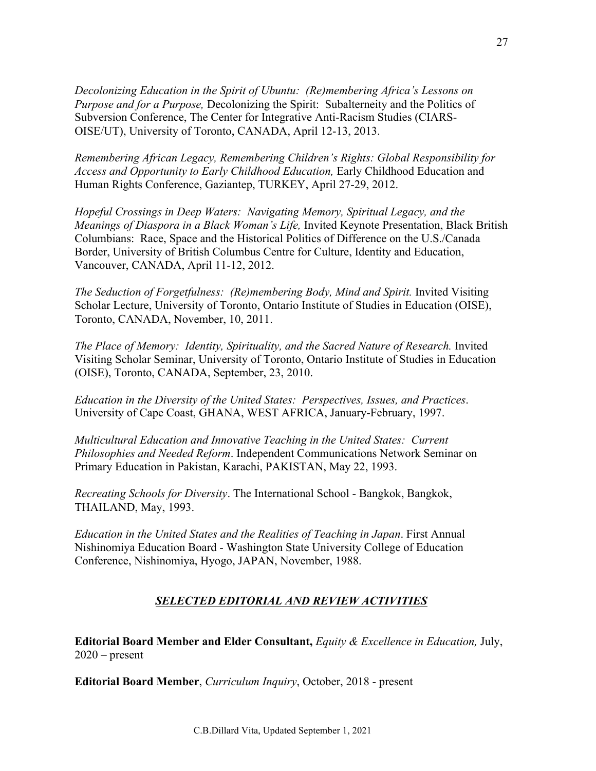*Decolonizing Education in the Spirit of Ubuntu: (Re)membering Africa's Lessons on Purpose and for a Purpose,* Decolonizing the Spirit: Subalterneity and the Politics of Subversion Conference, The Center for Integrative Anti-Racism Studies (CIARS-OISE/UT), University of Toronto, CANADA, April 12-13, 2013.

*Remembering African Legacy, Remembering Children's Rights: Global Responsibility for Access and Opportunity to Early Childhood Education,* Early Childhood Education and Human Rights Conference, Gaziantep, TURKEY, April 27-29, 2012.

*Hopeful Crossings in Deep Waters: Navigating Memory, Spiritual Legacy, and the Meanings of Diaspora in a Black Woman's Life,* Invited Keynote Presentation, Black British Columbians: Race, Space and the Historical Politics of Difference on the U.S./Canada Border, University of British Columbus Centre for Culture, Identity and Education, Vancouver, CANADA, April 11-12, 2012.

*The Seduction of Forgetfulness: (Re)membering Body, Mind and Spirit.* Invited Visiting Scholar Lecture, University of Toronto, Ontario Institute of Studies in Education (OISE), Toronto, CANADA, November, 10, 2011.

*The Place of Memory: Identity, Spirituality, and the Sacred Nature of Research.* Invited Visiting Scholar Seminar, University of Toronto, Ontario Institute of Studies in Education (OISE), Toronto, CANADA, September, 23, 2010.

*Education in the Diversity of the United States: Perspectives, Issues, and Practices*. University of Cape Coast, GHANA, WEST AFRICA, January-February, 1997.

*Multicultural Education and Innovative Teaching in the United States: Current Philosophies and Needed Reform*. Independent Communications Network Seminar on Primary Education in Pakistan, Karachi, PAKISTAN, May 22, 1993.

*Recreating Schools for Diversity*. The International School - Bangkok, Bangkok, THAILAND, May, 1993.

*Education in the United States and the Realities of Teaching in Japan*. First Annual Nishinomiya Education Board - Washington State University College of Education Conference, Nishinomiya, Hyogo, JAPAN, November, 1988.

## ***SELECTED EDITORIAL AND REVIEW ACTIVITIES***

**Editorial Board Member and Elder Consultant,** *Equity & Excellence in Education,* July, 2020 – present

**Editorial Board Member**, *Curriculum Inquiry*, October, 2018 - present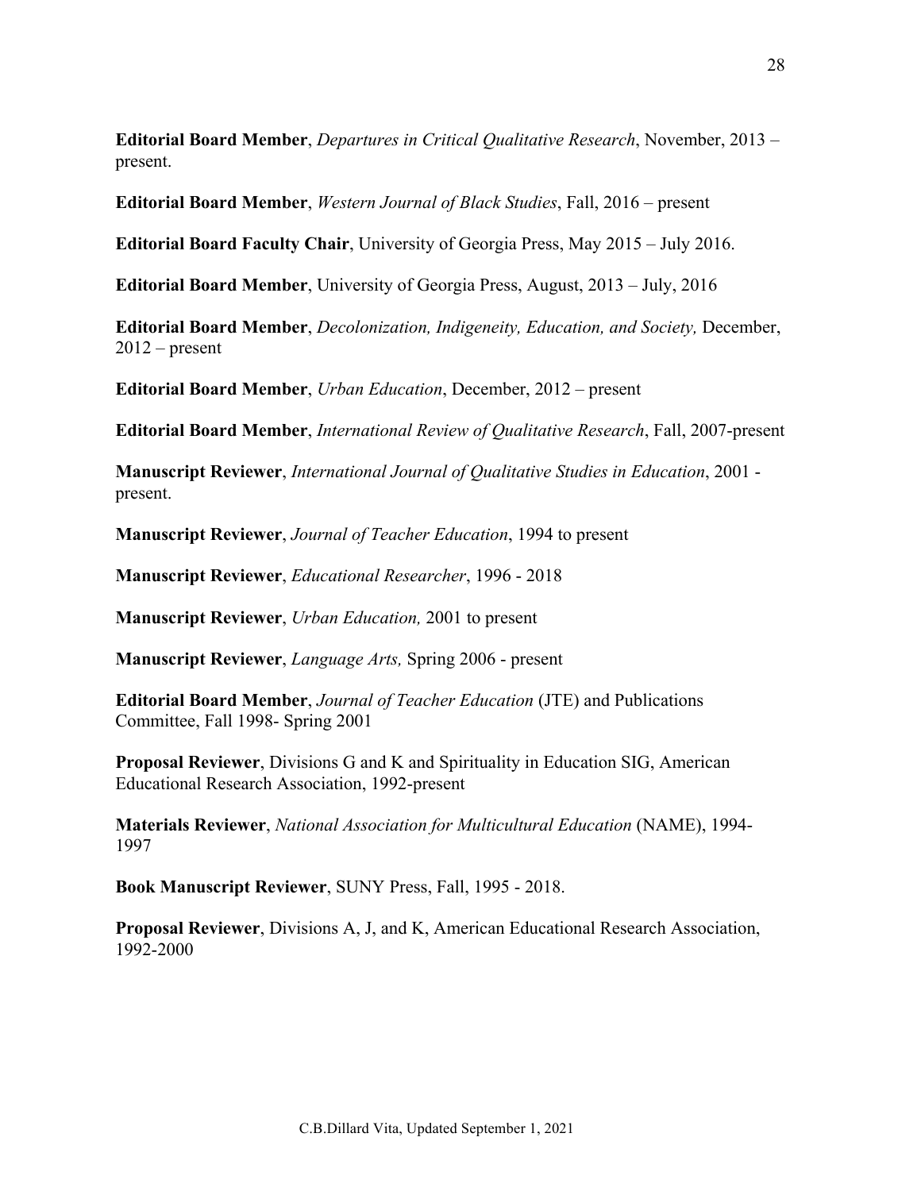**Editorial Board Member**, *Departures in Critical Qualitative Research*, November, 2013 – present.

**Editorial Board Member**, *Western Journal of Black Studies*, Fall, 2016 – present

**Editorial Board Faculty Chair**, University of Georgia Press, May 2015 – July 2016.

**Editorial Board Member**, University of Georgia Press, August, 2013 – July, 2016

**Editorial Board Member**, *Decolonization, Indigeneity, Education, and Society,* December, 2012 – present

**Editorial Board Member**, *Urban Education*, December, 2012 – present

**Editorial Board Member**, *International Review of Qualitative Research*, Fall, 2007-present

**Manuscript Reviewer**, *International Journal of Qualitative Studies in Education*, 2001 - present.

**Manuscript Reviewer**, *Journal of Teacher Education*, 1994 to present

**Manuscript Reviewer**, *Educational Researcher*, 1996 - 2018

**Manuscript Reviewer**, *Urban Education,* 2001 to present

**Manuscript Reviewer**, *Language Arts,* Spring 2006 - present

**Editorial Board Member**, *Journal of Teacher Education* (JTE) and Publications Committee, Fall 1998- Spring 2001

**Proposal Reviewer**, Divisions G and K and Spirituality in Education SIG, American Educational Research Association, 1992-present

**Materials Reviewer**, *National Association for Multicultural Education* (NAME), 1994-1997

**Book Manuscript Reviewer**, SUNY Press, Fall, 1995 - 2018.

**Proposal Reviewer**, Divisions A, J, and K, American Educational Research Association, 1992-2000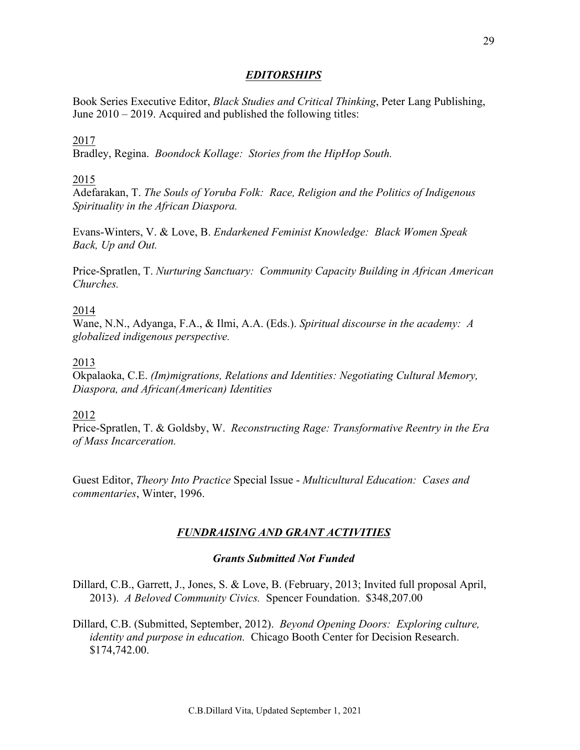## ***EDITORSHIPS***

Book Series Executive Editor, *Black Studies and Critical Thinking*, Peter Lang Publishing, June 2010 – 2019. Acquired and published the following titles:

2017

Bradley, Regina. *Boondock Kollage: Stories from the HipHop South.*

2015

Adefarakan, T. *The Souls of Yoruba Folk: Race, Religion and the Politics of Indigenous Spirituality in the African Diaspora.*

Evans-Winters, V. & Love, B. *Endarkened Feminist Knowledge: Black Women Speak Back, Up and Out.*

Price-Spratlen, T. *Nurturing Sanctuary: Community Capacity Building in African American Churches.*

2014

Wane, N.N., Adyanga, F.A., & Ilmi, A.A. (Eds.). *Spiritual discourse in the academy: A globalized indigenous perspective.*

2013

Okpalaoka, C.E. *(Im)migrations, Relations and Identities: Negotiating Cultural Memory, Diaspora, and African(American) Identities*

2012

Price-Spratlen, T. & Goldsby, W. *Reconstructing Rage: Transformative Reentry in the Era of Mass Incarceration.*

Guest Editor, *Theory Into Practice* Special Issue - *Multicultural Education: Cases and commentaries*, Winter, 1996.

## ***FUNDRAISING AND GRANT ACTIVITIES***

### ***Grants Submitted Not Funded***

Dillard, C.B., Garrett, J., Jones, S. & Love, B. (February, 2013; Invited full proposal April, 2013). *A Beloved Community Civics.* Spencer Foundation. $348,207.00

Dillard, C.B. (Submitted, September, 2012). *Beyond Opening Doors: Exploring culture, identity and purpose in education.* Chicago Booth Center for Decision Research. $174,742.00.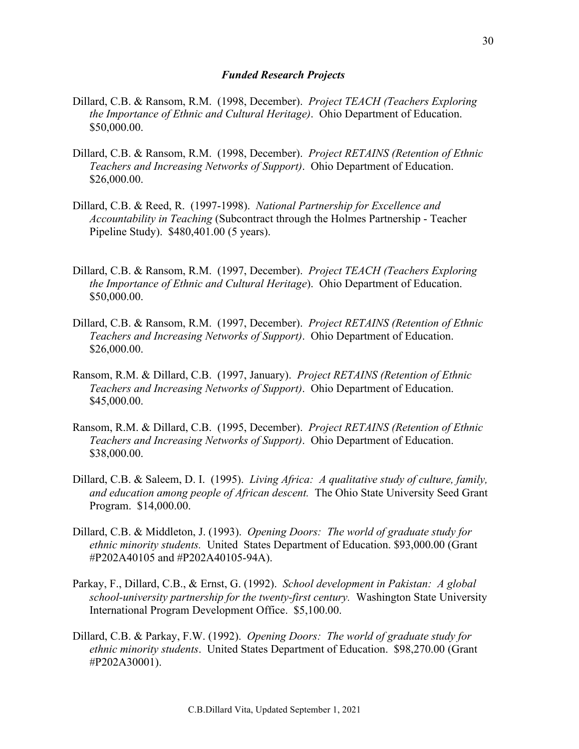### *Funded Research Projects*

Dillard, C.B. & Ransom, R.M. (1998, December). *Project TEACH (Teachers Exploring the Importance of Ethnic and Cultural Heritage)*. Ohio Department of Education. $50,000.00.

Dillard, C.B. & Ransom, R.M. (1998, December). *Project RETAINS (Retention of Ethnic Teachers and Increasing Networks of Support)*. Ohio Department of Education. $26,000.00.

Dillard, C.B. & Reed, R. (1997-1998). *National Partnership for Excellence and Accountability in Teaching* (Subcontract through the Holmes Partnership - Teacher Pipeline Study). $480,401.00 (5 years).

Dillard, C.B. & Ransom, R.M. (1997, December). *Project TEACH (Teachers Exploring the Importance of Ethnic and Cultural Heritage*). Ohio Department of Education. $50,000.00.

Dillard, C.B. & Ransom, R.M. (1997, December). *Project RETAINS (Retention of Ethnic Teachers and Increasing Networks of Support)*. Ohio Department of Education. $26,000.00.

Ransom, R.M. & Dillard, C.B. (1997, January). *Project RETAINS (Retention of Ethnic Teachers and Increasing Networks of Support)*. Ohio Department of Education. $45,000.00.

Ransom, R.M. & Dillard, C.B. (1995, December). *Project RETAINS (Retention of Ethnic Teachers and Increasing Networks of Support)*. Ohio Department of Education. $38,000.00.

Dillard, C.B. & Saleem, D. I. (1995). *Living Africa: A qualitative study of culture, family, and education among people of African descent.* The Ohio State University Seed Grant Program. $14,000.00.

Dillard, C.B. & Middleton, J. (1993). *Opening Doors: The world of graduate study for ethnic minority students.* United States Department of Education. $93,000.00 (Grant #P202A40105 and #P202A40105-94A).

Parkay, F., Dillard, C.B., & Ernst, G. (1992). *School development in Pakistan: A global school-university partnership for the twenty-first century.* Washington State University International Program Development Office. $5,100.00.

Dillard, C.B. & Parkay, F.W. (1992). *Opening Doors: The world of graduate study for ethnic minority students*. United States Department of Education. $98,270.00 (Grant #P202A30001).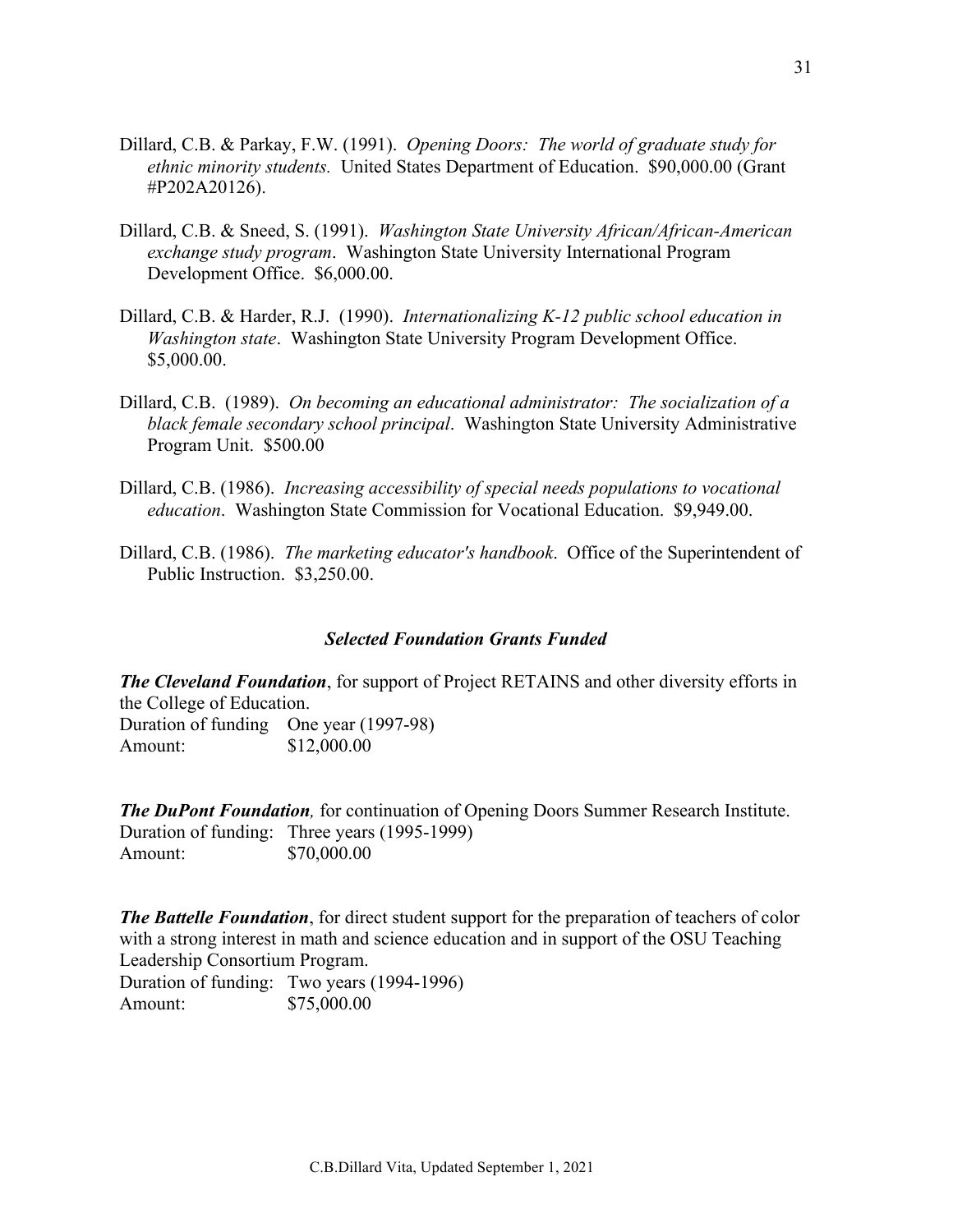Dillard, C.B. & Parkay, F.W. (1991). *Opening Doors: The world of graduate study for ethnic minority students.* United States Department of Education. $90,000.00 (Grant #P202A20126).

Dillard, C.B. & Sneed, S. (1991). *Washington State University African/African-American exchange study program*. Washington State University International Program Development Office. $6,000.00.

Dillard, C.B. & Harder, R.J. (1990). *Internationalizing K-12 public school education in Washington state*. Washington State University Program Development Office. $5,000.00.

Dillard, C.B. (1989). *On becoming an educational administrator: The socialization of a black female secondary school principal*. Washington State University Administrative Program Unit. $500.00

Dillard, C.B. (1986). *Increasing accessibility of special needs populations to vocational education*. Washington State Commission for Vocational Education. $9,949.00.

Dillard, C.B. (1986). *The marketing educator's handbook*. Office of the Superintendent of Public Instruction. $3,250.00.

### *Selected Foundation Grants Funded*

***The Cleveland Foundation***, for support of Project RETAINS and other diversity efforts in the College of Education.
Duration of funding One year (1997-98)
Amount: $12,000.00

***The DuPont Foundation**,* for continuation of Opening Doors Summer Research Institute.
Duration of funding: Three years (1995-1999)
Amount: $70,000.00

***The Battelle Foundation***, for direct student support for the preparation of teachers of color with a strong interest in math and science education and in support of the OSU Teaching Leadership Consortium Program.
Duration of funding: Two years (1994-1996)
Amount: $75,000.00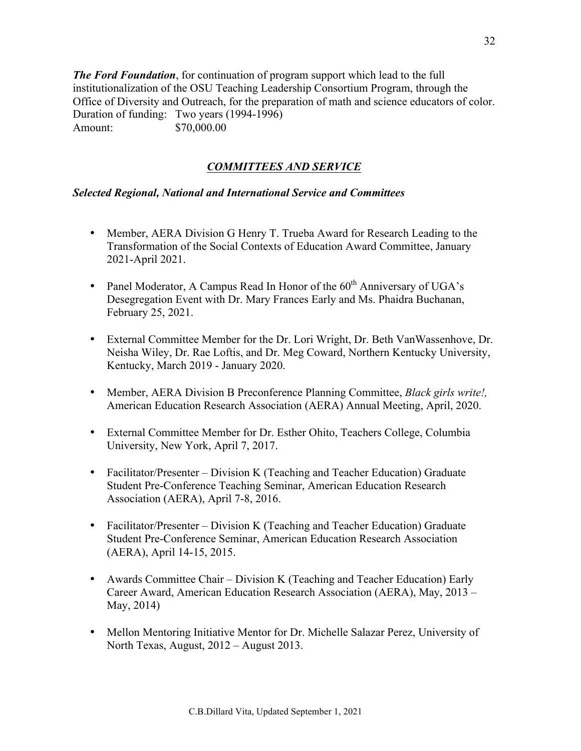***The Ford Foundation***, for continuation of program support which lead to the full institutionalization of the OSU Teaching Leadership Consortium Program, through the Office of Diversity and Outreach, for the preparation of math and science educators of color.
Duration of funding: Two years (1994-1996)
Amount: $70,000.00

## ***COMMITTEES AND SERVICE***

### ***Selected Regional, National and International Service and Committees***

- Member, AERA Division G Henry T. Trueba Award for Research Leading to the Transformation of the Social Contexts of Education Award Committee, January 2021-April 2021.
- Panel Moderator, A Campus Read In Honor of the 60th Anniversary of UGA's Desegregation Event with Dr. Mary Frances Early and Ms. Phaidra Buchanan, February 25, 2021.
- External Committee Member for the Dr. Lori Wright, Dr. Beth VanWassenhove, Dr. Neisha Wiley, Dr. Rae Loftis, and Dr. Meg Coward, Northern Kentucky University, Kentucky, March 2019 - January 2020.
- Member, AERA Division B Preconference Planning Committee, *Black girls write!,* American Education Research Association (AERA) Annual Meeting, April, 2020.
- External Committee Member for Dr. Esther Ohito, Teachers College, Columbia University, New York, April 7, 2017.
- Facilitator/Presenter – Division K (Teaching and Teacher Education) Graduate Student Pre-Conference Teaching Seminar, American Education Research Association (AERA), April 7-8, 2016.
- Facilitator/Presenter – Division K (Teaching and Teacher Education) Graduate Student Pre-Conference Seminar, American Education Research Association (AERA), April 14-15, 2015.
- Awards Committee Chair – Division K (Teaching and Teacher Education) Early Career Award, American Education Research Association (AERA), May, 2013 – May, 2014)
- Mellon Mentoring Initiative Mentor for Dr. Michelle Salazar Perez, University of North Texas, August, 2012 – August 2013.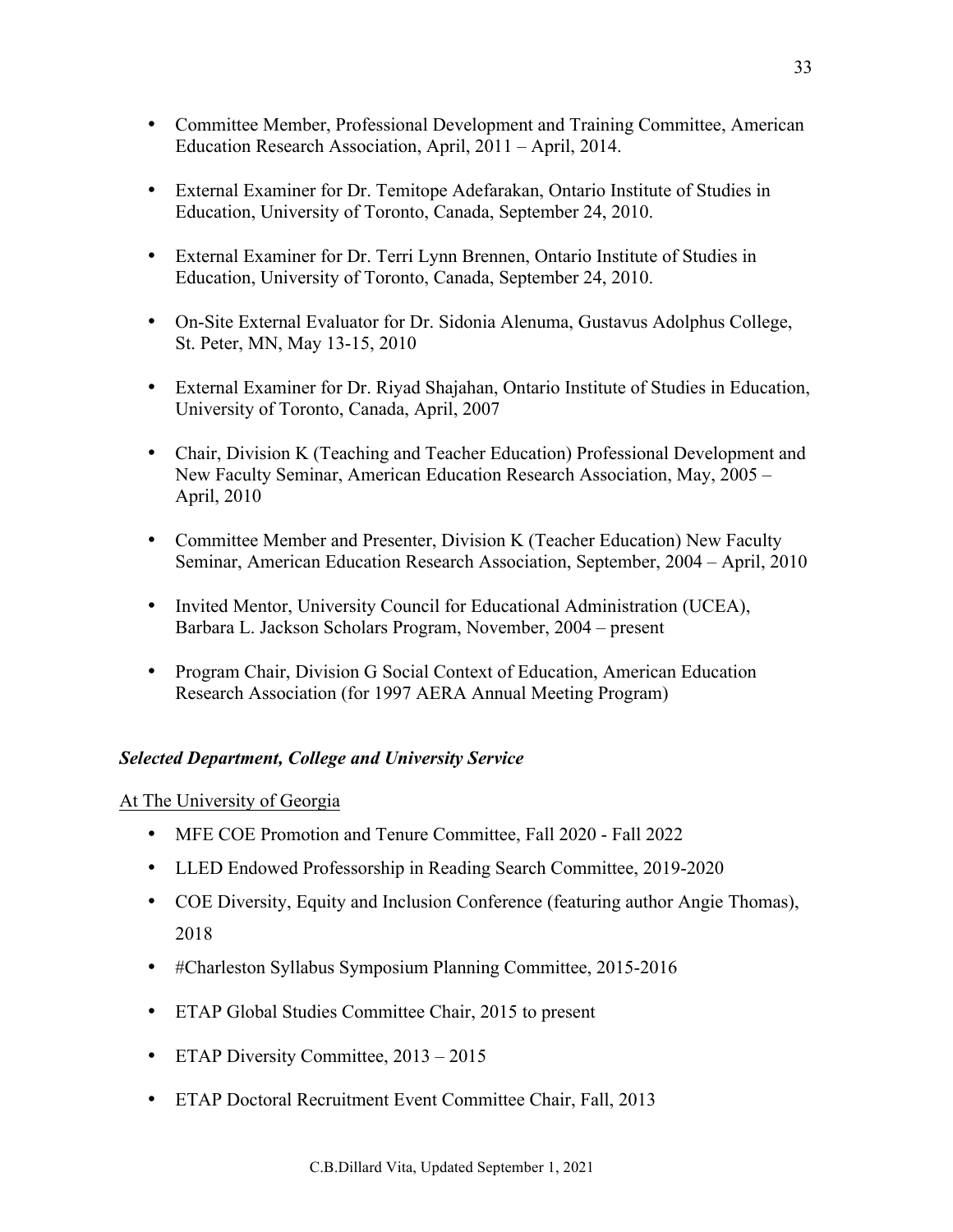- Committee Member, Professional Development and Training Committee, American Education Research Association, April, 2011 – April, 2014.

- External Examiner for Dr. Temitope Adefarakan, Ontario Institute of Studies in Education, University of Toronto, Canada, September 24, 2010.

- External Examiner for Dr. Terri Lynn Brennen, Ontario Institute of Studies in Education, University of Toronto, Canada, September 24, 2010.

- On-Site External Evaluator for Dr. Sidonia Alenuma, Gustavus Adolphus College, St. Peter, MN, May 13-15, 2010

- External Examiner for Dr. Riyad Shajahan, Ontario Institute of Studies in Education, University of Toronto, Canada, April, 2007

- Chair, Division K (Teaching and Teacher Education) Professional Development and New Faculty Seminar, American Education Research Association, May, 2005 – April, 2010

- Committee Member and Presenter, Division K (Teacher Education) New Faculty Seminar, American Education Research Association, September, 2004 – April, 2010

- Invited Mentor, University Council for Educational Administration (UCEA), Barbara L. Jackson Scholars Program, November, 2004 – present

- Program Chair, Division G Social Context of Education, American Education Research Association (for 1997 AERA Annual Meeting Program)

***Selected Department, College and University Service***

<u>At The University of Georgia</u>

- MFE COE Promotion and Tenure Committee, Fall 2020 - Fall 2022
- LLED Endowed Professorship in Reading Search Committee, 2019-2020
- COE Diversity, Equity and Inclusion Conference (featuring author Angie Thomas), 2018
- #Charleston Syllabus Symposium Planning Committee, 2015-2016
- ETAP Global Studies Committee Chair, 2015 to present
- ETAP Diversity Committee, 2013 – 2015
- ETAP Doctoral Recruitment Event Committee Chair, Fall, 2013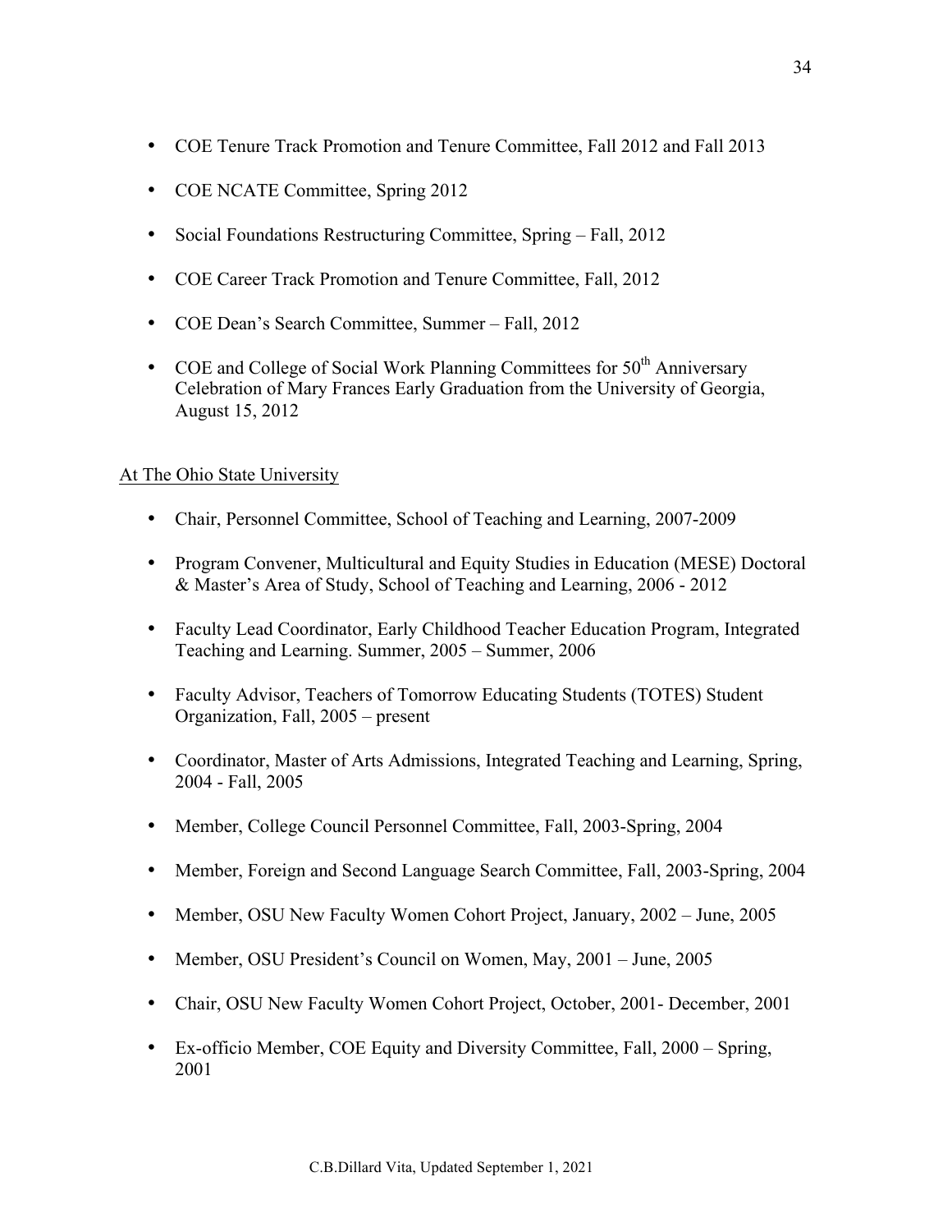- COE Tenure Track Promotion and Tenure Committee, Fall 2012 and Fall 2013
- COE NCATE Committee, Spring 2012
- Social Foundations Restructuring Committee, Spring – Fall, 2012
- COE Career Track Promotion and Tenure Committee, Fall, 2012
- COE Dean's Search Committee, Summer – Fall, 2012
- COE and College of Social Work Planning Committees for 50th Anniversary Celebration of Mary Frances Early Graduation from the University of Georgia, August 15, 2012

At The Ohio State University

- Chair, Personnel Committee, School of Teaching and Learning, 2007-2009
- Program Convener, Multicultural and Equity Studies in Education (MESE) Doctoral & Master's Area of Study, School of Teaching and Learning, 2006 - 2012
- Faculty Lead Coordinator, Early Childhood Teacher Education Program, Integrated Teaching and Learning. Summer, 2005 – Summer, 2006
- Faculty Advisor, Teachers of Tomorrow Educating Students (TOTES) Student Organization, Fall, 2005 – present
- Coordinator, Master of Arts Admissions, Integrated Teaching and Learning, Spring, 2004 - Fall, 2005
- Member, College Council Personnel Committee, Fall, 2003-Spring, 2004
- Member, Foreign and Second Language Search Committee, Fall, 2003-Spring, 2004
- Member, OSU New Faculty Women Cohort Project, January, 2002 – June, 2005
- Member, OSU President's Council on Women, May, 2001 – June, 2005
- Chair, OSU New Faculty Women Cohort Project, October, 2001- December, 2001
- Ex-officio Member, COE Equity and Diversity Committee, Fall, 2000 – Spring, 2001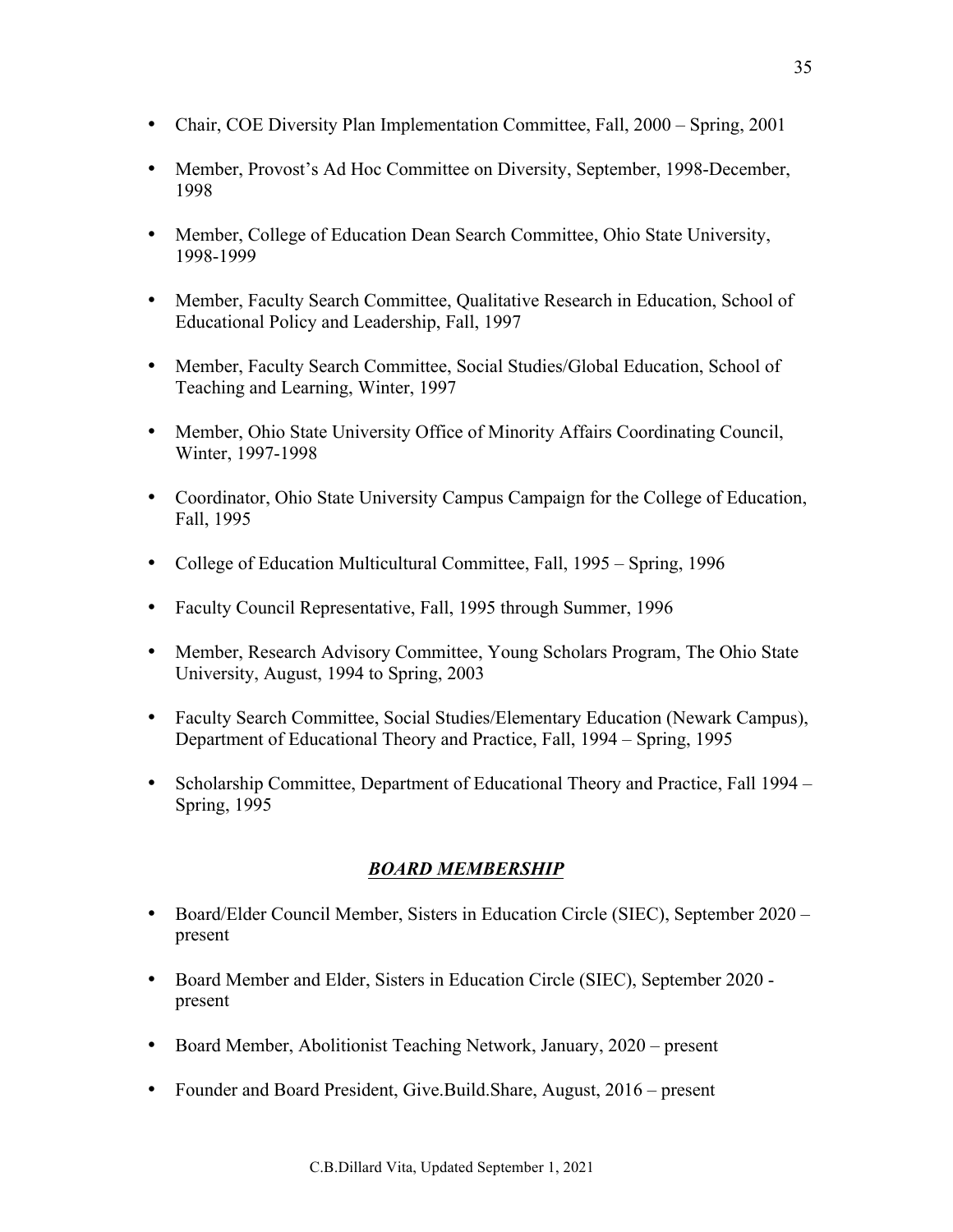- Chair, COE Diversity Plan Implementation Committee, Fall, 2000 – Spring, 2001

- Member, Provost's Ad Hoc Committee on Diversity, September, 1998-December, 1998

- Member, College of Education Dean Search Committee, Ohio State University, 1998-1999

- Member, Faculty Search Committee, Qualitative Research in Education, School of Educational Policy and Leadership, Fall, 1997

- Member, Faculty Search Committee, Social Studies/Global Education, School of Teaching and Learning, Winter, 1997

- Member, Ohio State University Office of Minority Affairs Coordinating Council, Winter, 1997-1998

- Coordinator, Ohio State University Campus Campaign for the College of Education, Fall, 1995

- College of Education Multicultural Committee, Fall, 1995 – Spring, 1996

- Faculty Council Representative, Fall, 1995 through Summer, 1996

- Member, Research Advisory Committee, Young Scholars Program, The Ohio State University, August, 1994 to Spring, 2003

- Faculty Search Committee, Social Studies/Elementary Education (Newark Campus), Department of Educational Theory and Practice, Fall, 1994 – Spring, 1995

- Scholarship Committee, Department of Educational Theory and Practice, Fall 1994 – Spring, 1995

## ***BOARD MEMBERSHIP***

- Board/Elder Council Member, Sisters in Education Circle (SIEC), September 2020 – present

- Board Member and Elder, Sisters in Education Circle (SIEC), September 2020 - present

- Board Member, Abolitionist Teaching Network, January, 2020 – present

- Founder and Board President, Give.Build.Share, August, 2016 – present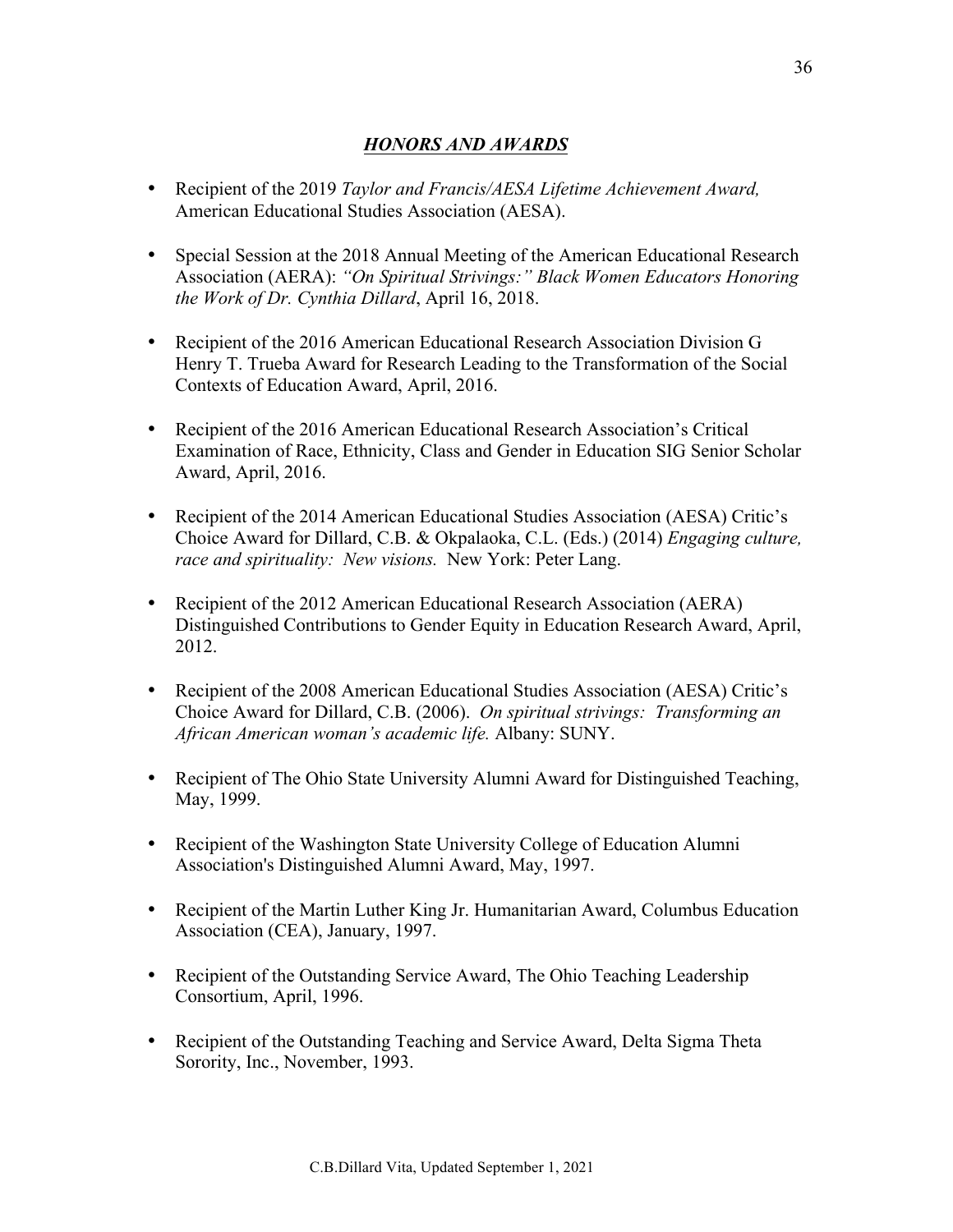## ***HONORS AND AWARDS***

- Recipient of the 2019 *Taylor and Francis/AESA Lifetime Achievement Award,* American Educational Studies Association (AESA).

- Special Session at the 2018 Annual Meeting of the American Educational Research Association (AERA): *"On Spiritual Strivings:" Black Women Educators Honoring the Work of Dr. Cynthia Dillard*, April 16, 2018.

- Recipient of the 2016 American Educational Research Association Division G Henry T. Trueba Award for Research Leading to the Transformation of the Social Contexts of Education Award, April, 2016.

- Recipient of the 2016 American Educational Research Association's Critical Examination of Race, Ethnicity, Class and Gender in Education SIG Senior Scholar Award, April, 2016.

- Recipient of the 2014 American Educational Studies Association (AESA) Critic's Choice Award for Dillard, C.B. & Okpalaoka, C.L. (Eds.) (2014) *Engaging culture, race and spirituality: New visions.* New York: Peter Lang.

- Recipient of the 2012 American Educational Research Association (AERA) Distinguished Contributions to Gender Equity in Education Research Award, April, 2012.

- Recipient of the 2008 American Educational Studies Association (AESA) Critic's Choice Award for Dillard, C.B. (2006). *On spiritual strivings: Transforming an African American woman's academic life.* Albany: SUNY.

- Recipient of The Ohio State University Alumni Award for Distinguished Teaching, May, 1999.

- Recipient of the Washington State University College of Education Alumni Association's Distinguished Alumni Award, May, 1997.

- Recipient of the Martin Luther King Jr. Humanitarian Award, Columbus Education Association (CEA), January, 1997.

- Recipient of the Outstanding Service Award, The Ohio Teaching Leadership Consortium, April, 1996.

- Recipient of the Outstanding Teaching and Service Award, Delta Sigma Theta Sorority, Inc., November, 1993.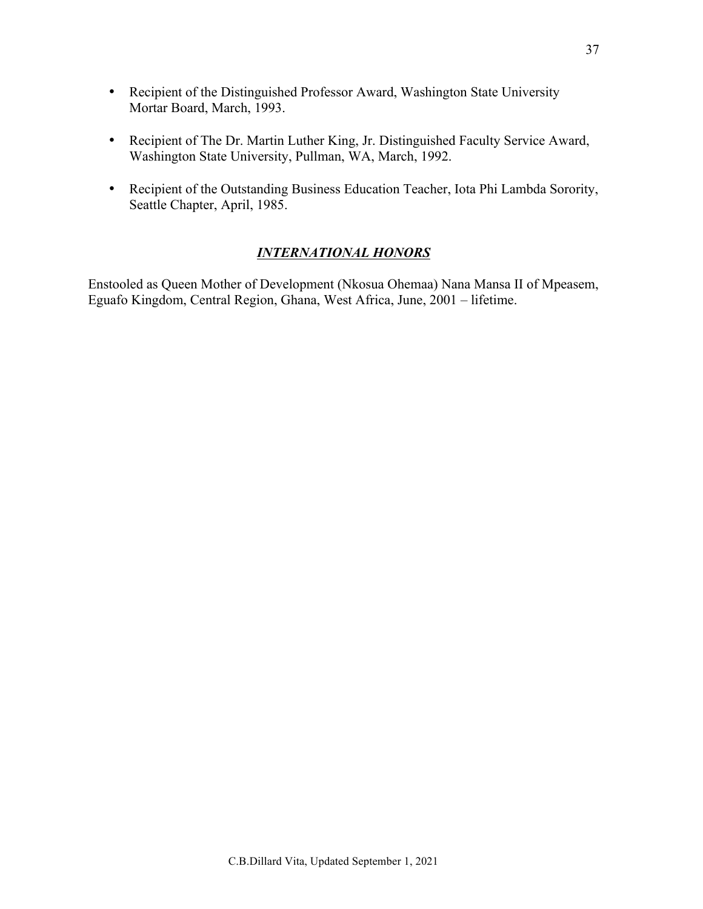- Recipient of the Distinguished Professor Award, Washington State University Mortar Board, March, 1993.

- Recipient of The Dr. Martin Luther King, Jr. Distinguished Faculty Service Award, Washington State University, Pullman, WA, March, 1992.

- Recipient of the Outstanding Business Education Teacher, Iota Phi Lambda Sorority, Seattle Chapter, April, 1985.

## ***INTERNATIONAL HONORS***

Enstooled as Queen Mother of Development (Nkosua Ohemaa) Nana Mansa II of Mpeasem, Eguafo Kingdom, Central Region, Ghana, West Africa, June, 2001 – lifetime.